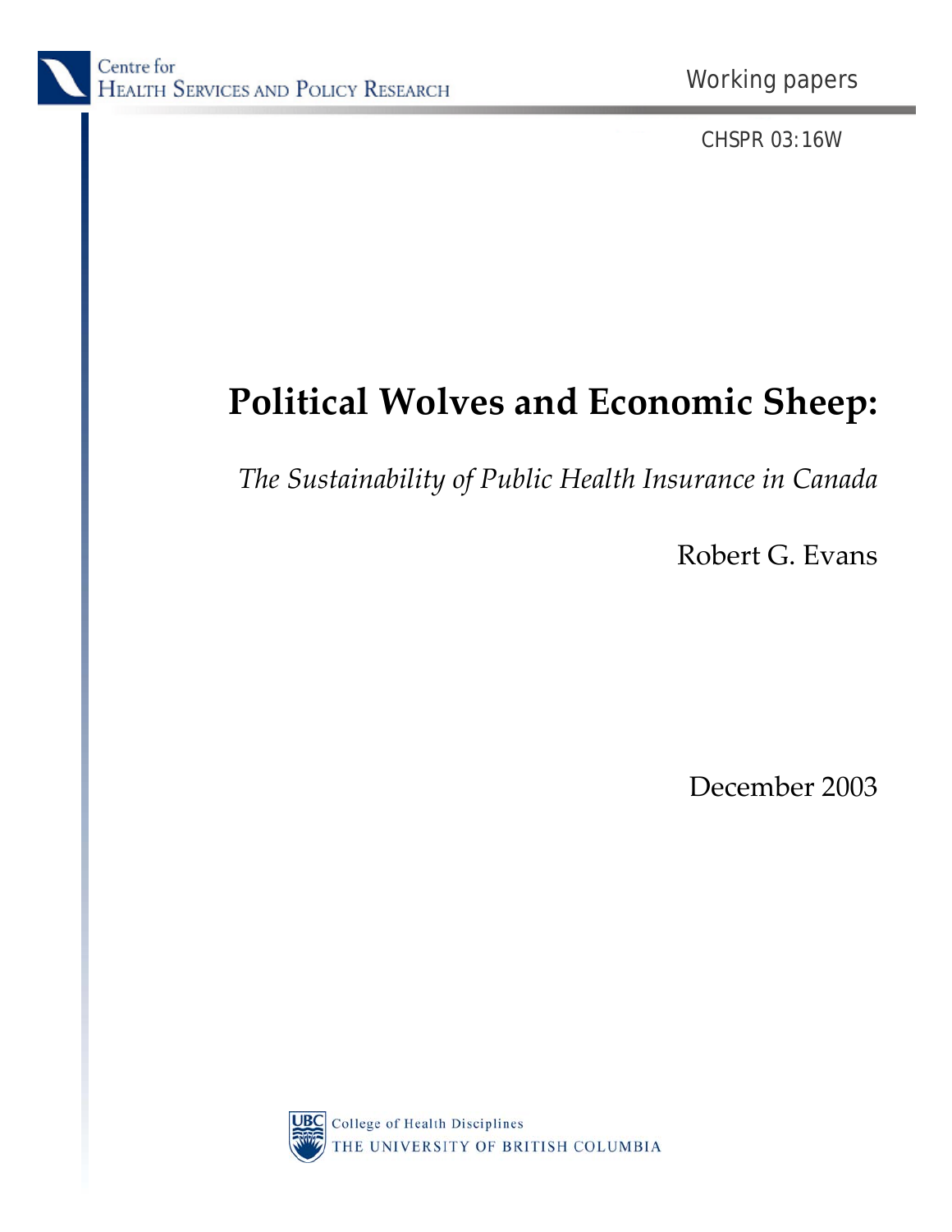Centre for
Health Services and Policy Research

Working papers

CHSPR 03:16W

# Political Wolves and Economic Sheep:

*The Sustainability of Public Health Insurance in Canada*

Robert G. Evans

December 2003

College of Health Disciplines
THE UNIVERSITY OF BRITISH COLUMBIA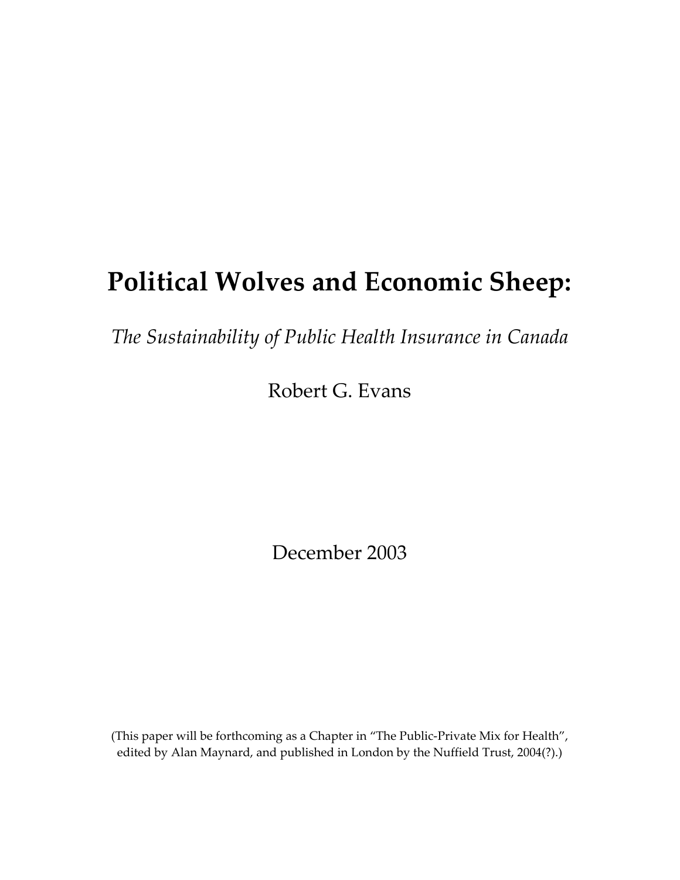# Political Wolves and Economic Sheep:

*The Sustainability of Public Health Insurance in Canada*

Robert G. Evans

December 2003

(This paper will be forthcoming as a Chapter in "The Public-Private Mix for Health", edited by Alan Maynard, and published in London by the Nuffield Trust, 2004(?).)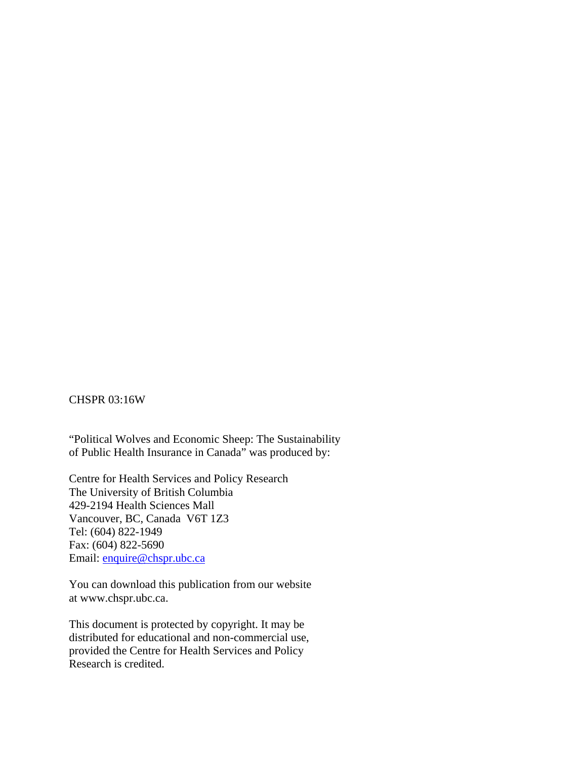CHSPR 03:16W

"Political Wolves and Economic Sheep: The Sustainability of Public Health Insurance in Canada" was produced by:

Centre for Health Services and Policy Research
The University of British Columbia
429-2194 Health Sciences Mall
Vancouver, BC, Canada V6T 1Z3
Tel: (604) 822-1949
Fax: (604) 822-5690
Email: enquire@chspr.ubc.ca

You can download this publication from our website at www.chspr.ubc.ca.

This document is protected by copyright. It may be distributed for educational and non-commercial use, provided the Centre for Health Services and Policy Research is credited.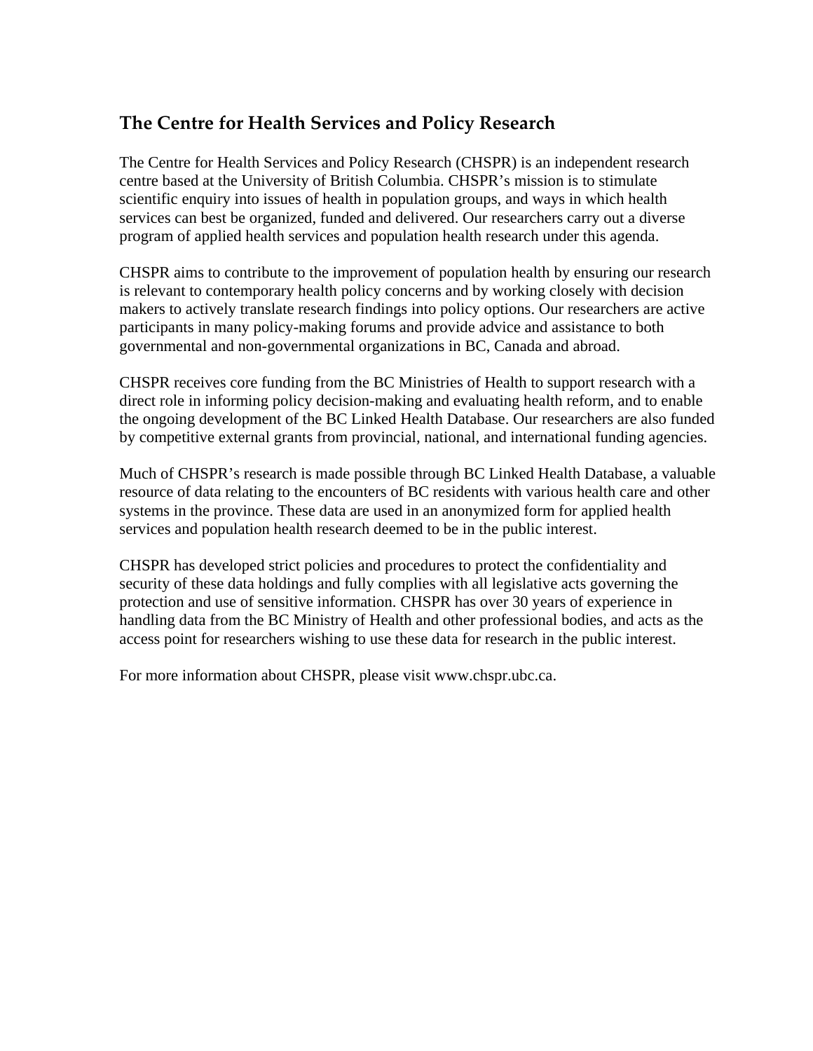## The Centre for Health Services and Policy Research

The Centre for Health Services and Policy Research (CHSPR) is an independent research centre based at the University of British Columbia. CHSPR's mission is to stimulate scientific enquiry into issues of health in population groups, and ways in which health services can best be organized, funded and delivered. Our researchers carry out a diverse program of applied health services and population health research under this agenda.

CHSPR aims to contribute to the improvement of population health by ensuring our research is relevant to contemporary health policy concerns and by working closely with decision makers to actively translate research findings into policy options. Our researchers are active participants in many policy-making forums and provide advice and assistance to both governmental and non-governmental organizations in BC, Canada and abroad.

CHSPR receives core funding from the BC Ministries of Health to support research with a direct role in informing policy decision-making and evaluating health reform, and to enable the ongoing development of the BC Linked Health Database. Our researchers are also funded by competitive external grants from provincial, national, and international funding agencies.

Much of CHSPR's research is made possible through BC Linked Health Database, a valuable resource of data relating to the encounters of BC residents with various health care and other systems in the province. These data are used in an anonymized form for applied health services and population health research deemed to be in the public interest.

CHSPR has developed strict policies and procedures to protect the confidentiality and security of these data holdings and fully complies with all legislative acts governing the protection and use of sensitive information. CHSPR has over 30 years of experience in handling data from the BC Ministry of Health and other professional bodies, and acts as the access point for researchers wishing to use these data for research in the public interest.

For more information about CHSPR, please visit www.chspr.ubc.ca.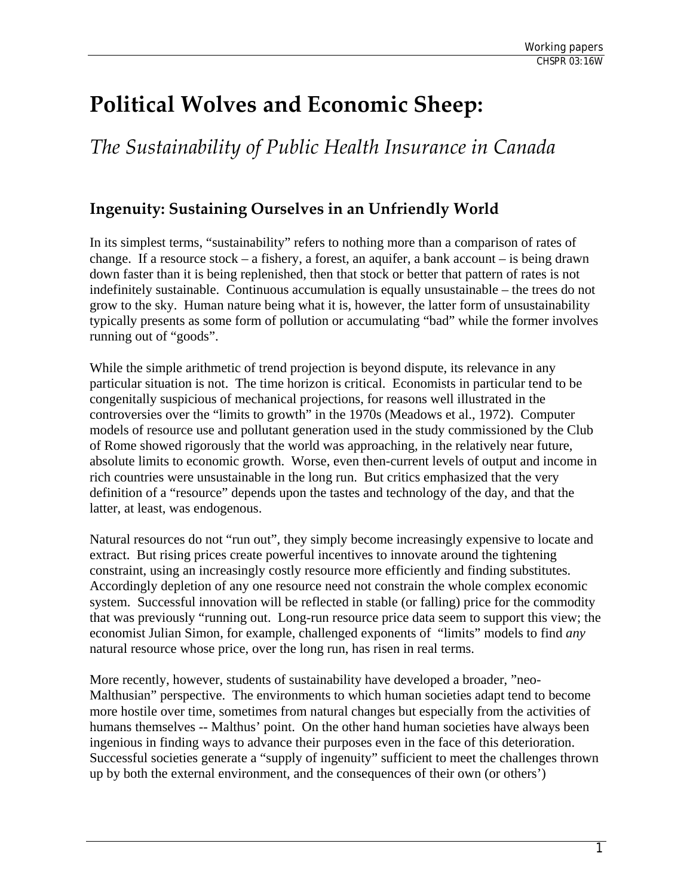# Political Wolves and Economic Sheep:

## *The Sustainability of Public Health Insurance in Canada*

### Ingenuity: Sustaining Ourselves in an Unfriendly World

In its simplest terms, "sustainability" refers to nothing more than a comparison of rates of change. If a resource stock – a fishery, a forest, an aquifer, a bank account – is being drawn down faster than it is being replenished, then that stock or better that pattern of rates is not indefinitely sustainable. Continuous accumulation is equally unsustainable – the trees do not grow to the sky. Human nature being what it is, however, the latter form of unsustainability typically presents as some form of pollution or accumulating "bad" while the former involves running out of "goods".

While the simple arithmetic of trend projection is beyond dispute, its relevance in any particular situation is not. The time horizon is critical. Economists in particular tend to be congenitally suspicious of mechanical projections, for reasons well illustrated in the controversies over the "limits to growth" in the 1970s (Meadows et al., 1972). Computer models of resource use and pollutant generation used in the study commissioned by the Club of Rome showed rigorously that the world was approaching, in the relatively near future, absolute limits to economic growth. Worse, even then-current levels of output and income in rich countries were unsustainable in the long run. But critics emphasized that the very definition of a "resource" depends upon the tastes and technology of the day, and that the latter, at least, was endogenous.

Natural resources do not "run out", they simply become increasingly expensive to locate and extract. But rising prices create powerful incentives to innovate around the tightening constraint, using an increasingly costly resource more efficiently and finding substitutes. Accordingly depletion of any one resource need not constrain the whole complex economic system. Successful innovation will be reflected in stable (or falling) price for the commodity that was previously "running out. Long-run resource price data seem to support this view; the economist Julian Simon, for example, challenged exponents of "limits" models to find *any* natural resource whose price, over the long run, has risen in real terms.

More recently, however, students of sustainability have developed a broader, "neo-Malthusian" perspective. The environments to which human societies adapt tend to become more hostile over time, sometimes from natural changes but especially from the activities of humans themselves -- Malthus' point. On the other hand human societies have always been ingenious in finding ways to advance their purposes even in the face of this deterioration. Successful societies generate a "supply of ingenuity" sufficient to meet the challenges thrown up by both the external environment, and the consequences of their own (or others')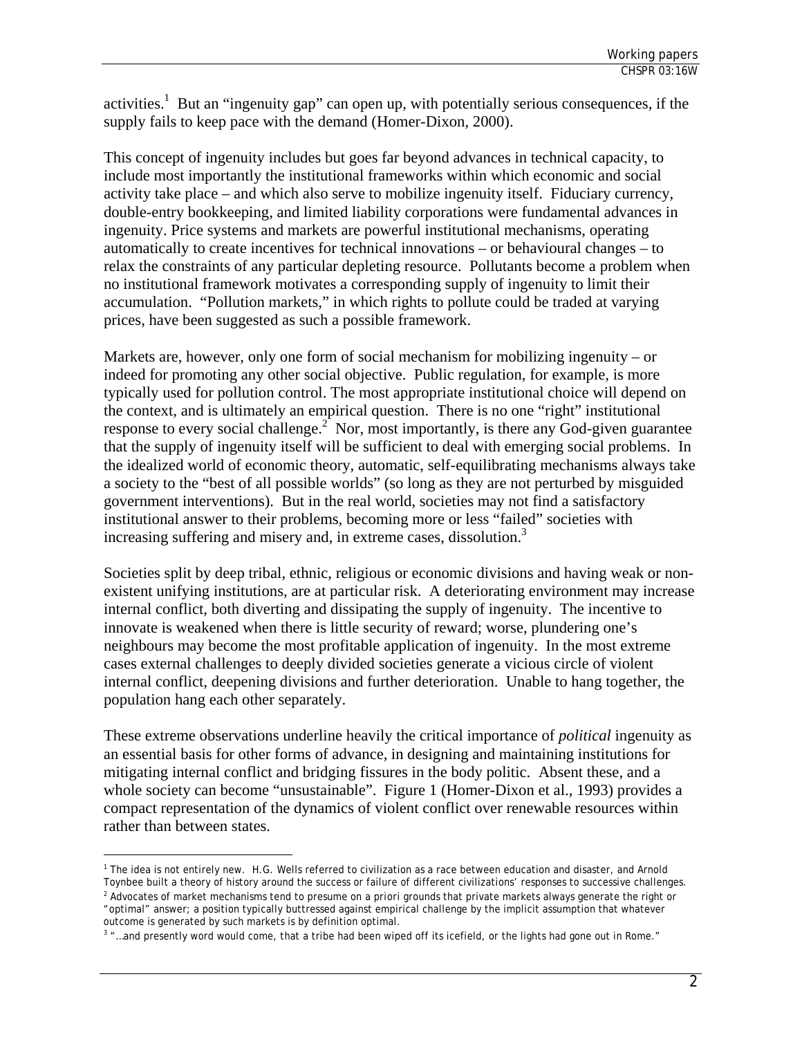activities.[1] But an "ingenuity gap" can open up, with potentially serious consequences, if the supply fails to keep pace with the demand (Homer-Dixon, 2000).

This concept of ingenuity includes but goes far beyond advances in technical capacity, to include most importantly the institutional frameworks within which economic and social activity take place – and which also serve to mobilize ingenuity itself. Fiduciary currency, double-entry bookkeeping, and limited liability corporations were fundamental advances in ingenuity. Price systems and markets are powerful institutional mechanisms, operating automatically to create incentives for technical innovations – or behavioural changes – to relax the constraints of any particular depleting resource. Pollutants become a problem when no institutional framework motivates a corresponding supply of ingenuity to limit their accumulation. "Pollution markets," in which rights to pollute could be traded at varying prices, have been suggested as such a possible framework.

Markets are, however, only one form of social mechanism for mobilizing ingenuity – or indeed for promoting any other social objective. Public regulation, for example, is more typically used for pollution control. The most appropriate institutional choice will depend on the context, and is ultimately an empirical question. There is no one "right" institutional response to every social challenge.[2] Nor, most importantly, is there any God-given guarantee that the supply of ingenuity itself will be sufficient to deal with emerging social problems. In the idealized world of economic theory, automatic, self-equilibrating mechanisms always take a society to the "best of all possible worlds" (so long as they are not perturbed by misguided government interventions). But in the real world, societies may not find a satisfactory institutional answer to their problems, becoming more or less "failed" societies with increasing suffering and misery and, in extreme cases, dissolution.[3]

Societies split by deep tribal, ethnic, religious or economic divisions and having weak or non-existent unifying institutions, are at particular risk. A deteriorating environment may increase internal conflict, both diverting and dissipating the supply of ingenuity. The incentive to innovate is weakened when there is little security of reward; worse, plundering one's neighbours may become the most profitable application of ingenuity. In the most extreme cases external challenges to deeply divided societies generate a vicious circle of violent internal conflict, deepening divisions and further deterioration. Unable to hang together, the population hang each other separately.

These extreme observations underline heavily the critical importance of *political* ingenuity as an essential basis for other forms of advance, in designing and maintaining institutions for mitigating internal conflict and bridging fissures in the body politic. Absent these, and a whole society can become "unsustainable". Figure 1 (Homer-Dixon et al., 1993) provides a compact representation of the dynamics of violent conflict over renewable resources within rather than between states.

---

[1] The idea is not entirely new. H.G. Wells referred to civilization as a race between education and disaster, and Arnold Toynbee built a theory of history around the success or failure of different civilizations' responses to successive challenges.

[2] Advocates of market mechanisms tend to presume on a priori grounds that private markets always generate the right or "optimal" answer; a position typically buttressed against empirical challenge by the implicit assumption that whatever outcome is generated by such markets is by definition optimal.

[3] "…and presently word would come, that a tribe had been wiped off its icefield, or the lights had gone out in Rome."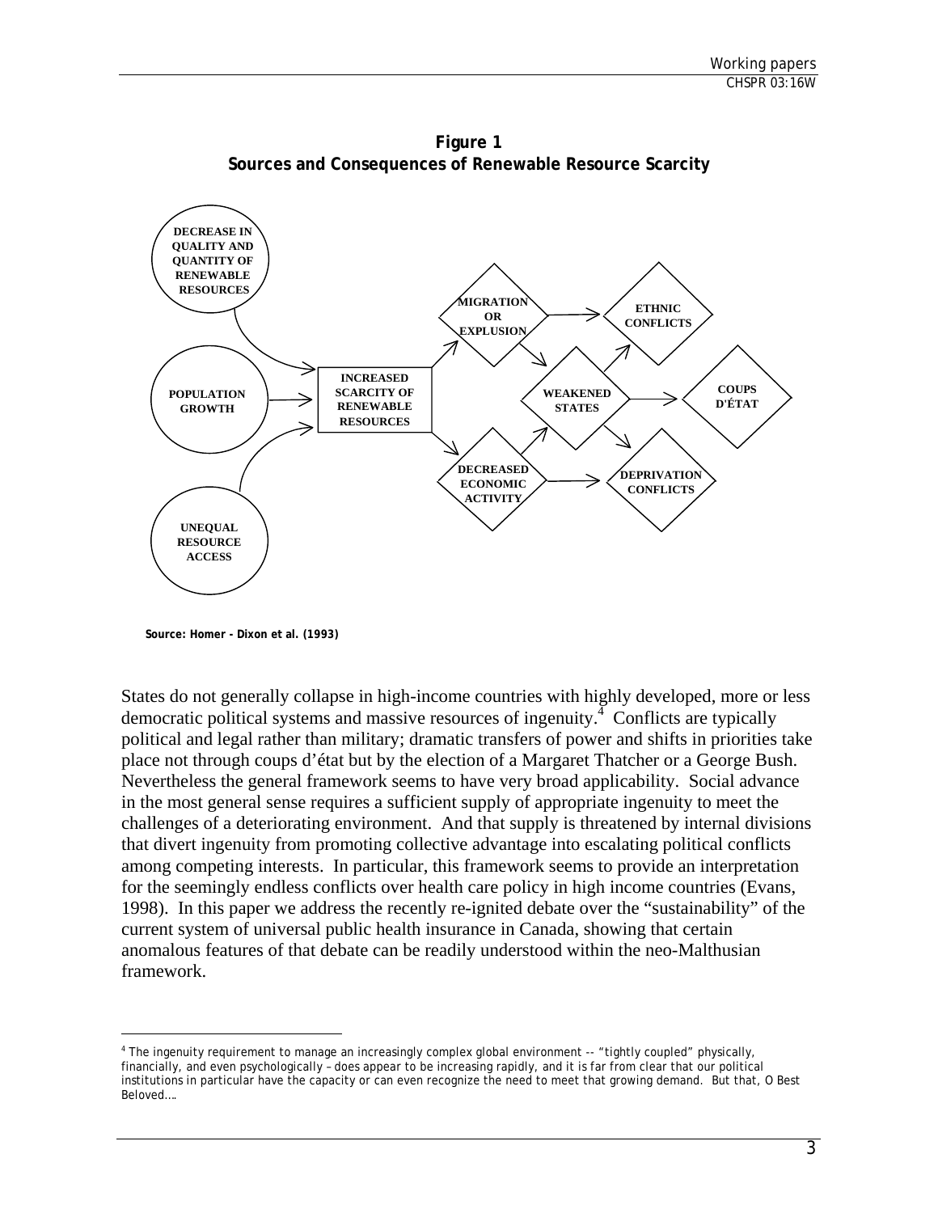**Figure 1**
**Sources and Consequences of Renewable Resource Scarcity**

DECREASE IN QUALITY AND QUANTITY OF RENEWABLE RESOURCES

POPULATION GROWTH

UNEQUAL RESOURCE ACCESS

INCREASED SCARCITY OF RENEWABLE RESOURCES

MIGRATION OR EXPLUSION

DECREASED ECONOMIC ACTIVITY

WEAKENED STATES

ETHNIC CONFLICTS

COUPS D'ÉTAT

DEPRIVATION CONFLICTS

**Source: Homer - Dixon et al. (1993)**

States do not generally collapse in high-income countries with highly developed, more or less democratic political systems and massive resources of ingenuity.[4] Conflicts are typically political and legal rather than military; dramatic transfers of power and shifts in priorities take place not through coups d'état but by the election of a Margaret Thatcher or a George Bush. Nevertheless the general framework seems to have very broad applicability. Social advance in the most general sense requires a sufficient supply of appropriate ingenuity to meet the challenges of a deteriorating environment. And that supply is threatened by internal divisions that divert ingenuity from promoting collective advantage into escalating political conflicts among competing interests. In particular, this framework seems to provide an interpretation for the seemingly endless conflicts over health care policy in high income countries (Evans, 1998). In this paper we address the recently re-ignited debate over the "sustainability" of the current system of universal public health insurance in Canada, showing that certain anomalous features of that debate can be readily understood within the neo-Malthusian framework.

---

[4] The ingenuity requirement to manage an increasingly complex global environment -- "tightly coupled" physically, financially, and even psychologically – does appear to be increasing rapidly, and it is far from clear that our political institutions in particular have the capacity or can even recognize the need to meet that growing demand. But that, O Best Beloved….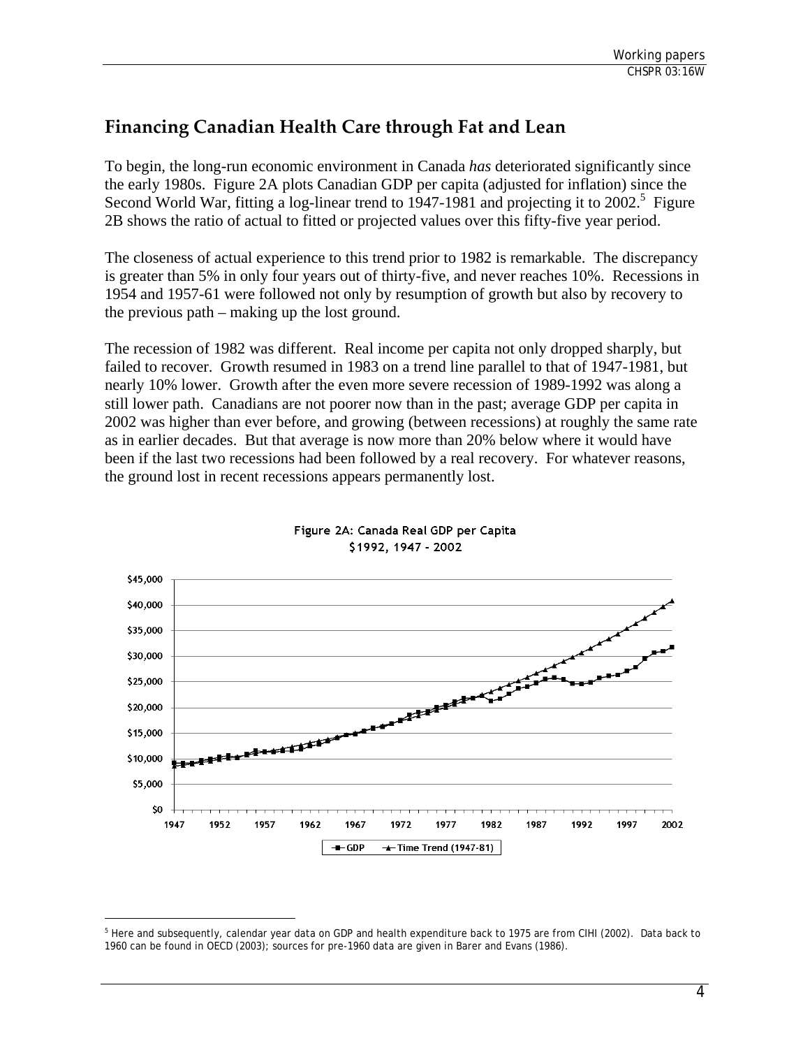## Financing Canadian Health Care through Fat and Lean

To begin, the long-run economic environment in Canada *has* deteriorated significantly since the early 1980s. Figure 2A plots Canadian GDP per capita (adjusted for inflation) since the Second World War, fitting a log-linear trend to 1947-1981 and projecting it to 2002.[5] Figure 2B shows the ratio of actual to fitted or projected values over this fifty-five year period.

The closeness of actual experience to this trend prior to 1982 is remarkable. The discrepancy is greater than 5% in only four years out of thirty-five, and never reaches 10%. Recessions in 1954 and 1957-61 were followed not only by resumption of growth but also by recovery to the previous path – making up the lost ground.

The recession of 1982 was different. Real income per capita not only dropped sharply, but failed to recover. Growth resumed in 1983 on a trend line parallel to that of 1947-1981, but nearly 10% lower. Growth after the even more severe recession of 1989-1992 was along a still lower path. Canadians are not poorer now than in the past; average GDP per capita in 2002 was higher than ever before, and growing (between recessions) at roughly the same rate as in earlier decades. But that average is now more than 20% below where it would have been if the last two recessions had been followed by a real recovery. For whatever reasons, the ground lost in recent recessions appears permanently lost.

Figure 2A: Canada Real GDP per Capita
$1992, 1947 - 2002

[5] Here and subsequently, calendar year data on GDP and health expenditure back to 1975 are from CIHI (2002). Data back to 1960 can be found in OECD (2003); sources for pre-1960 data are given in Barer and Evans (1986).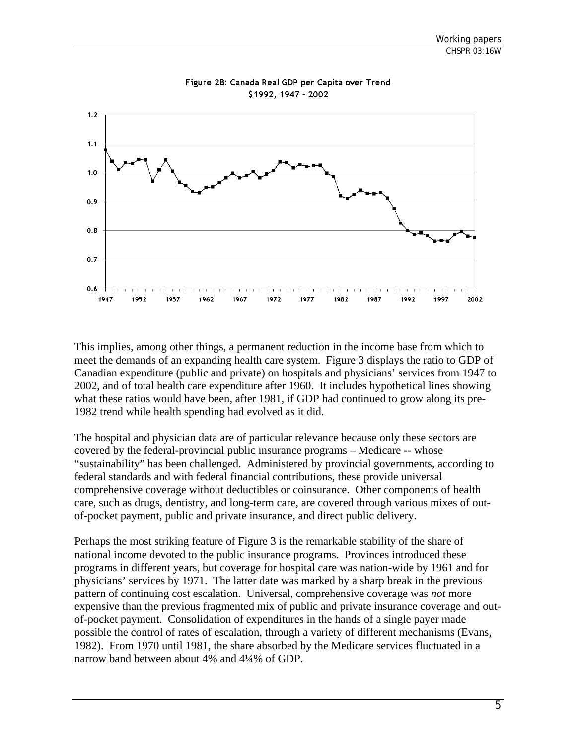Figure 2B: Canada Real GDP per Capita over Trend
$1992, 1947 - 2002

This implies, among other things, a permanent reduction in the income base from which to meet the demands of an expanding health care system. Figure 3 displays the ratio to GDP of Canadian expenditure (public and private) on hospitals and physicians' services from 1947 to 2002, and of total health care expenditure after 1960. It includes hypothetical lines showing what these ratios would have been, after 1981, if GDP had continued to grow along its pre-1982 trend while health spending had evolved as it did.

The hospital and physician data are of particular relevance because only these sectors are covered by the federal-provincial public insurance programs – Medicare -- whose "sustainability" has been challenged. Administered by provincial governments, according to federal standards and with federal financial contributions, these provide universal comprehensive coverage without deductibles or coinsurance. Other components of health care, such as drugs, dentistry, and long-term care, are covered through various mixes of out-of-pocket payment, public and private insurance, and direct public delivery.

Perhaps the most striking feature of Figure 3 is the remarkable stability of the share of national income devoted to the public insurance programs. Provinces introduced these programs in different years, but coverage for hospital care was nation-wide by 1961 and for physicians' services by 1971. The latter date was marked by a sharp break in the previous pattern of continuing cost escalation. Universal, comprehensive coverage was *not* more expensive than the previous fragmented mix of public and private insurance coverage and out-of-pocket payment. Consolidation of expenditures in the hands of a single payer made possible the control of rates of escalation, through a variety of different mechanisms (Evans, 1982). From 1970 until 1981, the share absorbed by the Medicare services fluctuated in a narrow band between about 4% and 4¼% of GDP.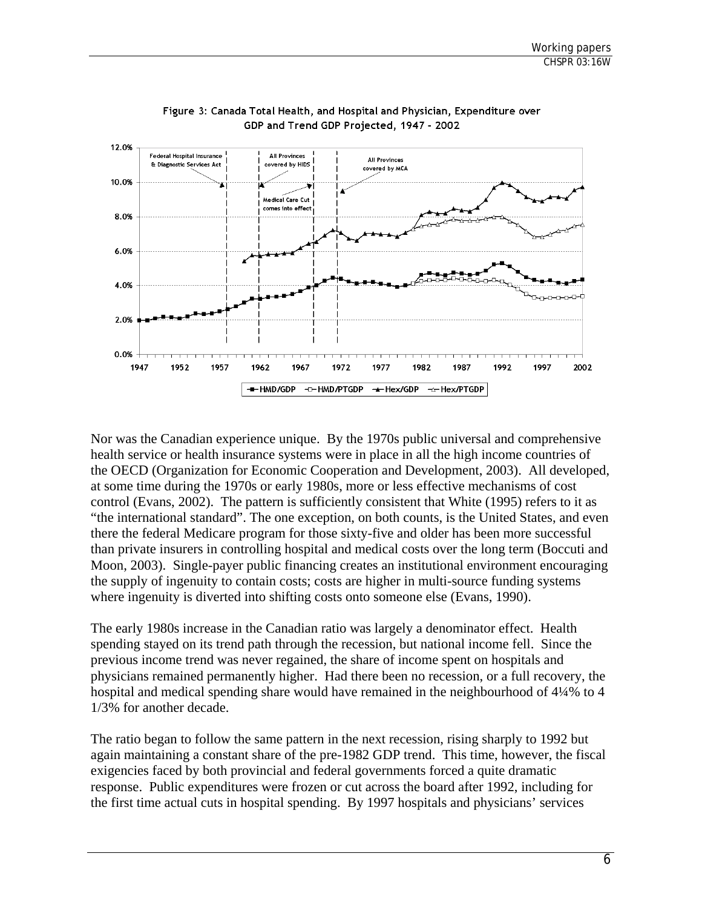Figure 3: Canada Total Health, and Hospital and Physician, Expenditure over GDP and Trend GDP Projected, 1947 - 2002

Nor was the Canadian experience unique. By the 1970s public universal and comprehensive health service or health insurance systems were in place in all the high income countries of the OECD (Organization for Economic Cooperation and Development, 2003). All developed, at some time during the 1970s or early 1980s, more or less effective mechanisms of cost control (Evans, 2002). The pattern is sufficiently consistent that White (1995) refers to it as "the international standard". The one exception, on both counts, is the United States, and even there the federal Medicare program for those sixty-five and older has been more successful than private insurers in controlling hospital and medical costs over the long term (Boccuti and Moon, 2003). Single-payer public financing creates an institutional environment encouraging the supply of ingenuity to contain costs; costs are higher in multi-source funding systems where ingenuity is diverted into shifting costs onto someone else (Evans, 1990).

The early 1980s increase in the Canadian ratio was largely a denominator effect. Health spending stayed on its trend path through the recession, but national income fell. Since the previous income trend was never regained, the share of income spent on hospitals and physicians remained permanently higher. Had there been no recession, or a full recovery, the hospital and medical spending share would have remained in the neighbourhood of 4¼% to 4 1/3% for another decade.

The ratio began to follow the same pattern in the next recession, rising sharply to 1992 but again maintaining a constant share of the pre-1982 GDP trend. This time, however, the fiscal exigencies faced by both provincial and federal governments forced a quite dramatic response. Public expenditures were frozen or cut across the board after 1992, including for the first time actual cuts in hospital spending. By 1997 hospitals and physicians' services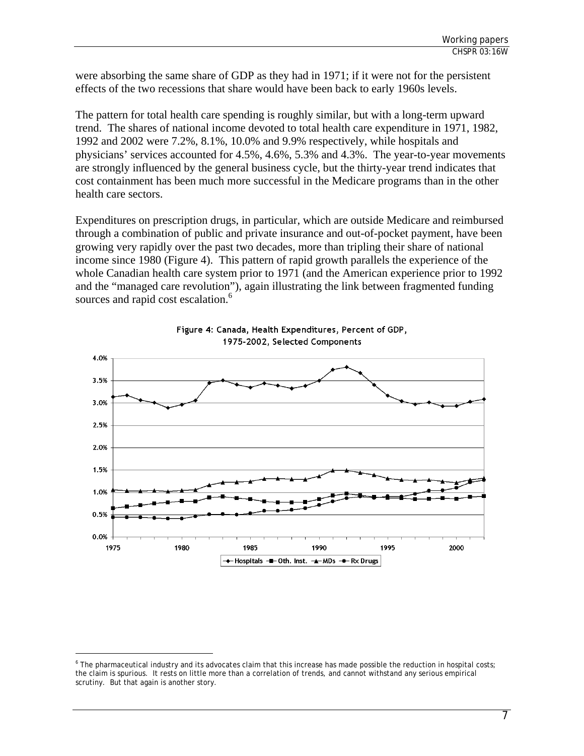were absorbing the same share of GDP as they had in 1971; if it were not for the persistent effects of the two recessions that share would have been back to early 1960s levels.

The pattern for total health care spending is roughly similar, but with a long-term upward trend. The shares of national income devoted to total health care expenditure in 1971, 1982, 1992 and 2002 were 7.2%, 8.1%, 10.0% and 9.9% respectively, while hospitals and physicians' services accounted for 4.5%, 4.6%, 5.3% and 4.3%. The year-to-year movements are strongly influenced by the general business cycle, but the thirty-year trend indicates that cost containment has been much more successful in the Medicare programs than in the other health care sectors.

Expenditures on prescription drugs, in particular, which are outside Medicare and reimbursed through a combination of public and private insurance and out-of-pocket payment, have been growing very rapidly over the past two decades, more than tripling their share of national income since 1980 (Figure 4). This pattern of rapid growth parallels the experience of the whole Canadian health care system prior to 1971 (and the American experience prior to 1992 and the "managed care revolution"), again illustrating the link between fragmented funding sources and rapid cost escalation.[6]

Figure 4: Canada, Health Expenditures, Percent of GDP, 1975-2002, Selected Components

[6] The pharmaceutical industry and its advocates claim that this increase has made possible the reduction in hospital costs; the claim is spurious. It rests on little more than a correlation of trends, and cannot withstand any serious empirical scrutiny. But that again is another story.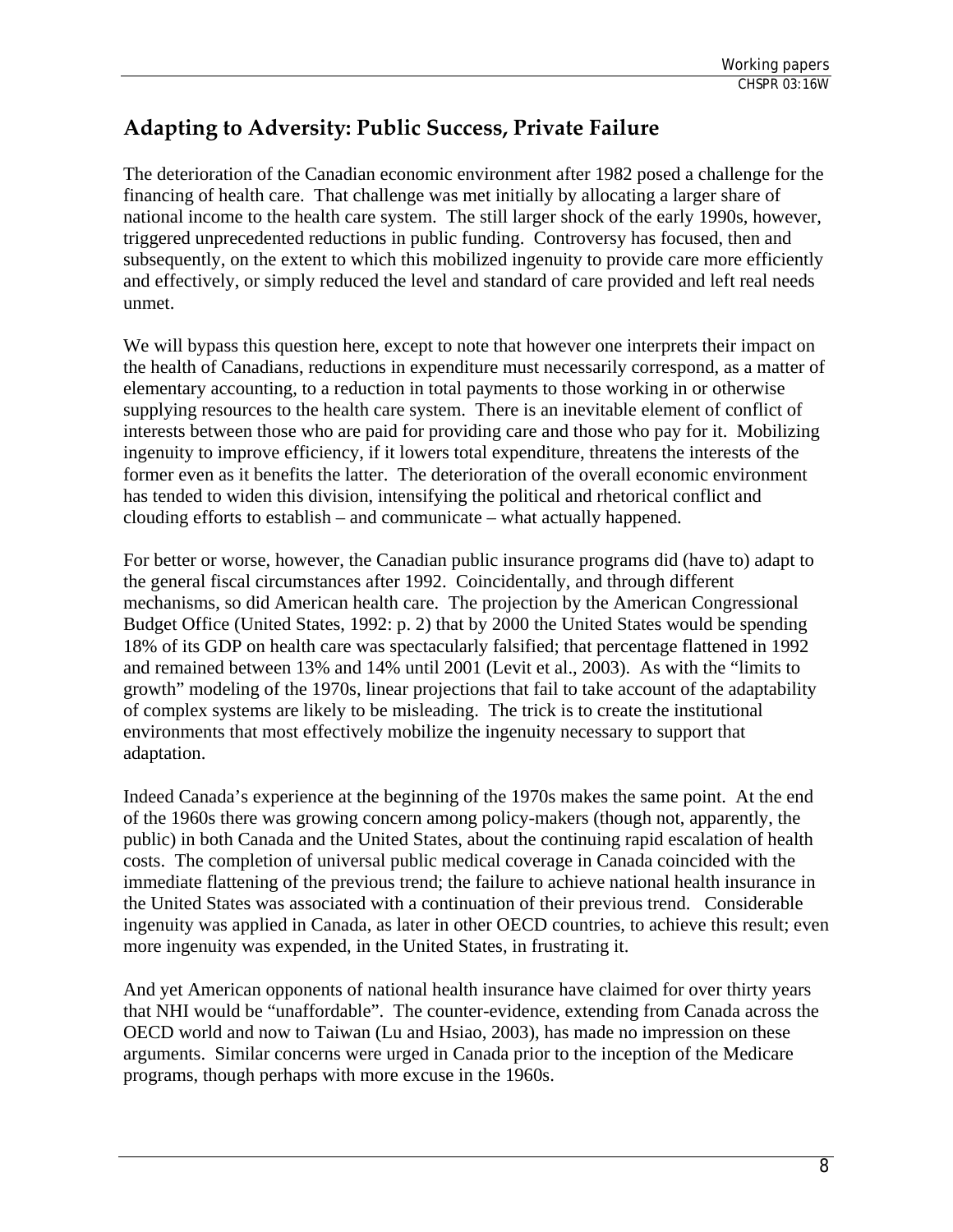## Adapting to Adversity: Public Success, Private Failure

The deterioration of the Canadian economic environment after 1982 posed a challenge for the financing of health care. That challenge was met initially by allocating a larger share of national income to the health care system. The still larger shock of the early 1990s, however, triggered unprecedented reductions in public funding. Controversy has focused, then and subsequently, on the extent to which this mobilized ingenuity to provide care more efficiently and effectively, or simply reduced the level and standard of care provided and left real needs unmet.

We will bypass this question here, except to note that however one interprets their impact on the health of Canadians, reductions in expenditure must necessarily correspond, as a matter of elementary accounting, to a reduction in total payments to those working in or otherwise supplying resources to the health care system. There is an inevitable element of conflict of interests between those who are paid for providing care and those who pay for it. Mobilizing ingenuity to improve efficiency, if it lowers total expenditure, threatens the interests of the former even as it benefits the latter. The deterioration of the overall economic environment has tended to widen this division, intensifying the political and rhetorical conflict and clouding efforts to establish – and communicate – what actually happened.

For better or worse, however, the Canadian public insurance programs did (have to) adapt to the general fiscal circumstances after 1992. Coincidentally, and through different mechanisms, so did American health care. The projection by the American Congressional Budget Office (United States, 1992: p. 2) that by 2000 the United States would be spending 18% of its GDP on health care was spectacularly falsified; that percentage flattened in 1992 and remained between 13% and 14% until 2001 (Levit et al., 2003). As with the "limits to growth" modeling of the 1970s, linear projections that fail to take account of the adaptability of complex systems are likely to be misleading. The trick is to create the institutional environments that most effectively mobilize the ingenuity necessary to support that adaptation.

Indeed Canada's experience at the beginning of the 1970s makes the same point. At the end of the 1960s there was growing concern among policy-makers (though not, apparently, the public) in both Canada and the United States, about the continuing rapid escalation of health costs. The completion of universal public medical coverage in Canada coincided with the immediate flattening of the previous trend; the failure to achieve national health insurance in the United States was associated with a continuation of their previous trend. Considerable ingenuity was applied in Canada, as later in other OECD countries, to achieve this result; even more ingenuity was expended, in the United States, in frustrating it.

And yet American opponents of national health insurance have claimed for over thirty years that NHI would be "unaffordable". The counter-evidence, extending from Canada across the OECD world and now to Taiwan (Lu and Hsiao, 2003), has made no impression on these arguments. Similar concerns were urged in Canada prior to the inception of the Medicare programs, though perhaps with more excuse in the 1960s.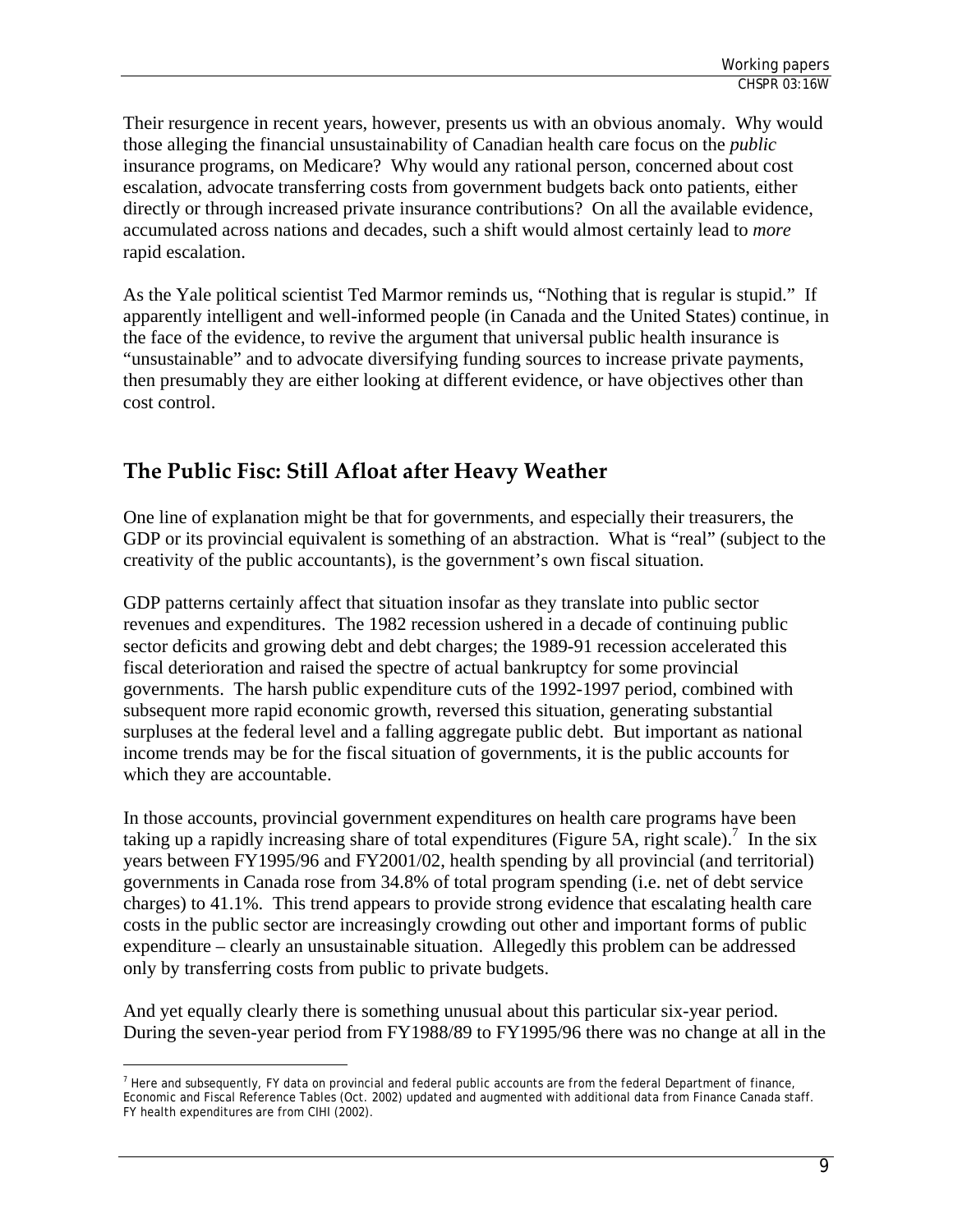Their resurgence in recent years, however, presents us with an obvious anomaly. Why would those alleging the financial unsustainability of Canadian health care focus on the *public* insurance programs, on Medicare? Why would any rational person, concerned about cost escalation, advocate transferring costs from government budgets back onto patients, either directly or through increased private insurance contributions? On all the available evidence, accumulated across nations and decades, such a shift would almost certainly lead to *more* rapid escalation.

As the Yale political scientist Ted Marmor reminds us, "Nothing that is regular is stupid." If apparently intelligent and well-informed people (in Canada and the United States) continue, in the face of the evidence, to revive the argument that universal public health insurance is "unsustainable" and to advocate diversifying funding sources to increase private payments, then presumably they are either looking at different evidence, or have objectives other than cost control.

## The Public Fisc: Still Afloat after Heavy Weather

One line of explanation might be that for governments, and especially their treasurers, the GDP or its provincial equivalent is something of an abstraction. What is "real" (subject to the creativity of the public accountants), is the government's own fiscal situation.

GDP patterns certainly affect that situation insofar as they translate into public sector revenues and expenditures. The 1982 recession ushered in a decade of continuing public sector deficits and growing debt and debt charges; the 1989-91 recession accelerated this fiscal deterioration and raised the spectre of actual bankruptcy for some provincial governments. The harsh public expenditure cuts of the 1992-1997 period, combined with subsequent more rapid economic growth, reversed this situation, generating substantial surpluses at the federal level and a falling aggregate public debt. But important as national income trends may be for the fiscal situation of governments, it is the public accounts for which they are accountable.

In those accounts, provincial government expenditures on health care programs have been taking up a rapidly increasing share of total expenditures (Figure 5A, right scale).[7] In the six years between FY1995/96 and FY2001/02, health spending by all provincial (and territorial) governments in Canada rose from 34.8% of total program spending (i.e. net of debt service charges) to 41.1%. This trend appears to provide strong evidence that escalating health care costs in the public sector are increasingly crowding out other and important forms of public expenditure – clearly an unsustainable situation. Allegedly this problem can be addressed only by transferring costs from public to private budgets.

And yet equally clearly there is something unusual about this particular six-year period. During the seven-year period from FY1988/89 to FY1995/96 there was no change at all in the

[7] Here and subsequently, FY data on provincial and federal public accounts are from the federal Department of finance, Economic and Fiscal Reference Tables (Oct. 2002) updated and augmented with additional data from Finance Canada staff. FY health expenditures are from CIHI (2002).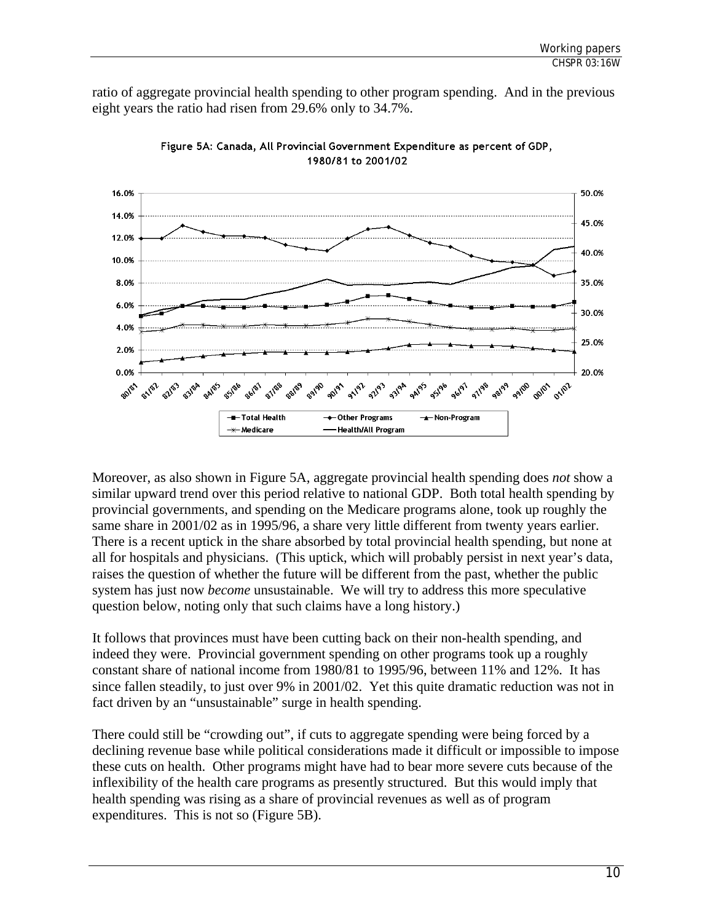ratio of aggregate provincial health spending to other program spending. And in the previous eight years the ratio had risen from 29.6% only to 34.7%.

Figure 5A: Canada, All Provincial Government Expenditure as percent of GDP, 1980/81 to 2001/02

Moreover, as also shown in Figure 5A, aggregate provincial health spending does *not* show a similar upward trend over this period relative to national GDP. Both total health spending by provincial governments, and spending on the Medicare programs alone, took up roughly the same share in 2001/02 as in 1995/96, a share very little different from twenty years earlier. There is a recent uptick in the share absorbed by total provincial health spending, but none at all for hospitals and physicians. (This uptick, which will probably persist in next year's data, raises the question of whether the future will be different from the past, whether the public system has just now *become* unsustainable. We will try to address this more speculative question below, noting only that such claims have a long history.)

It follows that provinces must have been cutting back on their non-health spending, and indeed they were. Provincial government spending on other programs took up a roughly constant share of national income from 1980/81 to 1995/96, between 11% and 12%. It has since fallen steadily, to just over 9% in 2001/02. Yet this quite dramatic reduction was not in fact driven by an "unsustainable" surge in health spending.

There could still be "crowding out", if cuts to aggregate spending were being forced by a declining revenue base while political considerations made it difficult or impossible to impose these cuts on health. Other programs might have had to bear more severe cuts because of the inflexibility of the health care programs as presently structured. But this would imply that health spending was rising as a share of provincial revenues as well as of program expenditures. This is not so (Figure 5B).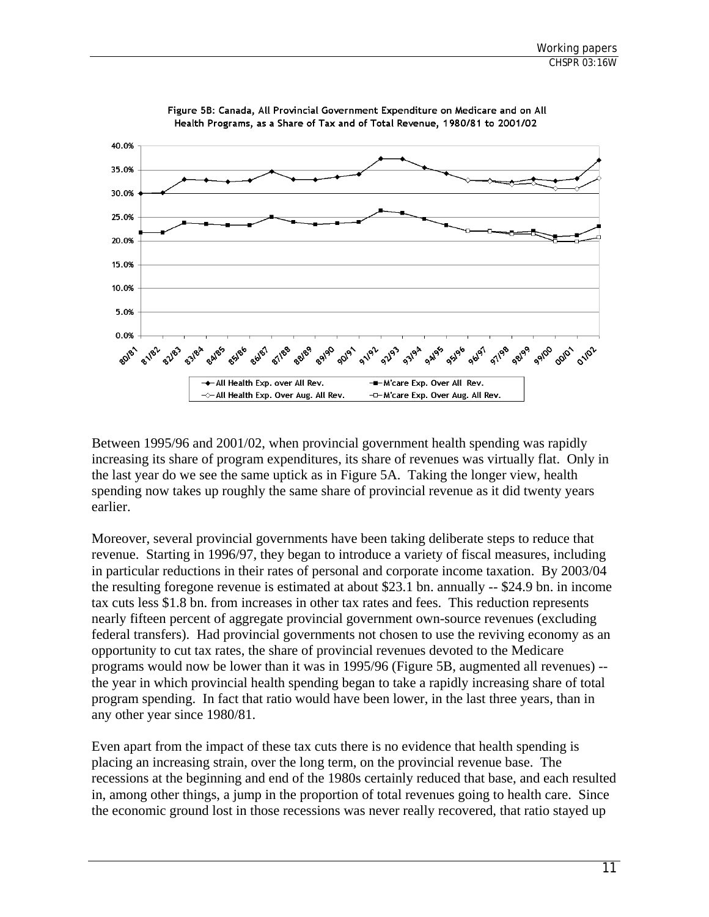Figure 5B: Canada, All Provincial Government Expenditure on Medicare and on All Health Programs, as a Share of Tax and of Total Revenue, 1980/81 to 2001/02

Between 1995/96 and 2001/02, when provincial government health spending was rapidly increasing its share of program expenditures, its share of revenues was virtually flat. Only in the last year do we see the same uptick as in Figure 5A. Taking the longer view, health spending now takes up roughly the same share of provincial revenue as it did twenty years earlier.

Moreover, several provincial governments have been taking deliberate steps to reduce that revenue. Starting in 1996/97, they began to introduce a variety of fiscal measures, including in particular reductions in their rates of personal and corporate income taxation. By 2003/04 the resulting foregone revenue is estimated at about $23.1 bn. annually -- $24.9 bn. in income tax cuts less $1.8 bn. from increases in other tax rates and fees. This reduction represents nearly fifteen percent of aggregate provincial government own-source revenues (excluding federal transfers). Had provincial governments not chosen to use the reviving economy as an opportunity to cut tax rates, the share of provincial revenues devoted to the Medicare programs would now be lower than it was in 1995/96 (Figure 5B, augmented all revenues) -- the year in which provincial health spending began to take a rapidly increasing share of total program spending. In fact that ratio would have been lower, in the last three years, than in any other year since 1980/81.

Even apart from the impact of these tax cuts there is no evidence that health spending is placing an increasing strain, over the long term, on the provincial revenue base. The recessions at the beginning and end of the 1980s certainly reduced that base, and each resulted in, among other things, a jump in the proportion of total revenues going to health care. Since the economic ground lost in those recessions was never really recovered, that ratio stayed up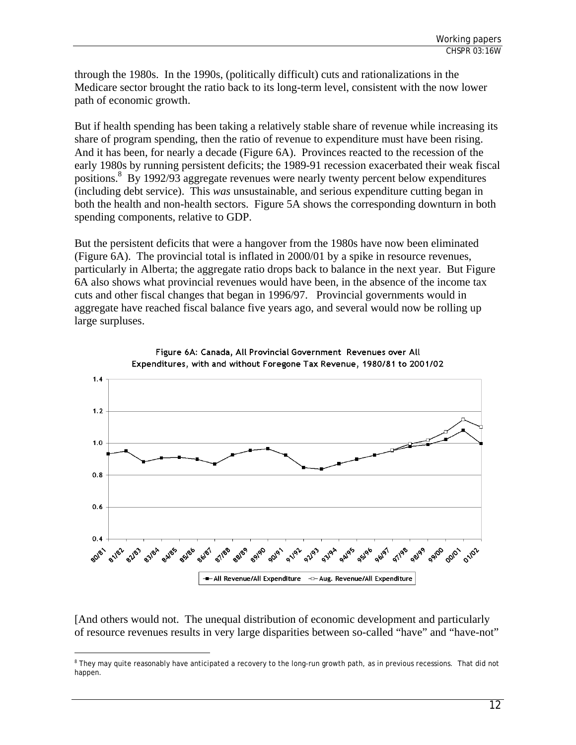through the 1980s. In the 1990s, (politically difficult) cuts and rationalizations in the Medicare sector brought the ratio back to its long-term level, consistent with the now lower path of economic growth.

But if health spending has been taking a relatively stable share of revenue while increasing its share of program spending, then the ratio of revenue to expenditure must have been rising. And it has been, for nearly a decade (Figure 6A). Provinces reacted to the recession of the early 1980s by running persistent deficits; the 1989-91 recession exacerbated their weak fiscal positions.[8] By 1992/93 aggregate revenues were nearly twenty percent below expenditures (including debt service). This *was* unsustainable, and serious expenditure cutting began in both the health and non-health sectors. Figure 5A shows the corresponding downturn in both spending components, relative to GDP.

But the persistent deficits that were a hangover from the 1980s have now been eliminated (Figure 6A). The provincial total is inflated in 2000/01 by a spike in resource revenues, particularly in Alberta; the aggregate ratio drops back to balance in the next year. But Figure 6A also shows what provincial revenues would have been, in the absence of the income tax cuts and other fiscal changes that began in 1996/97. Provincial governments would in aggregate have reached fiscal balance five years ago, and several would now be rolling up large surpluses.

Figure 6A: Canada, All Provincial Government Revenues over All Expenditures, with and without Foregone Tax Revenue, 1980/81 to 2001/02

[And others would not. The unequal distribution of economic development and particularly of resource revenues results in very large disparities between so-called "have" and "have-not"

[8] They may quite reasonably have anticipated a recovery to the long-run growth path, as in previous recessions. That did not happen.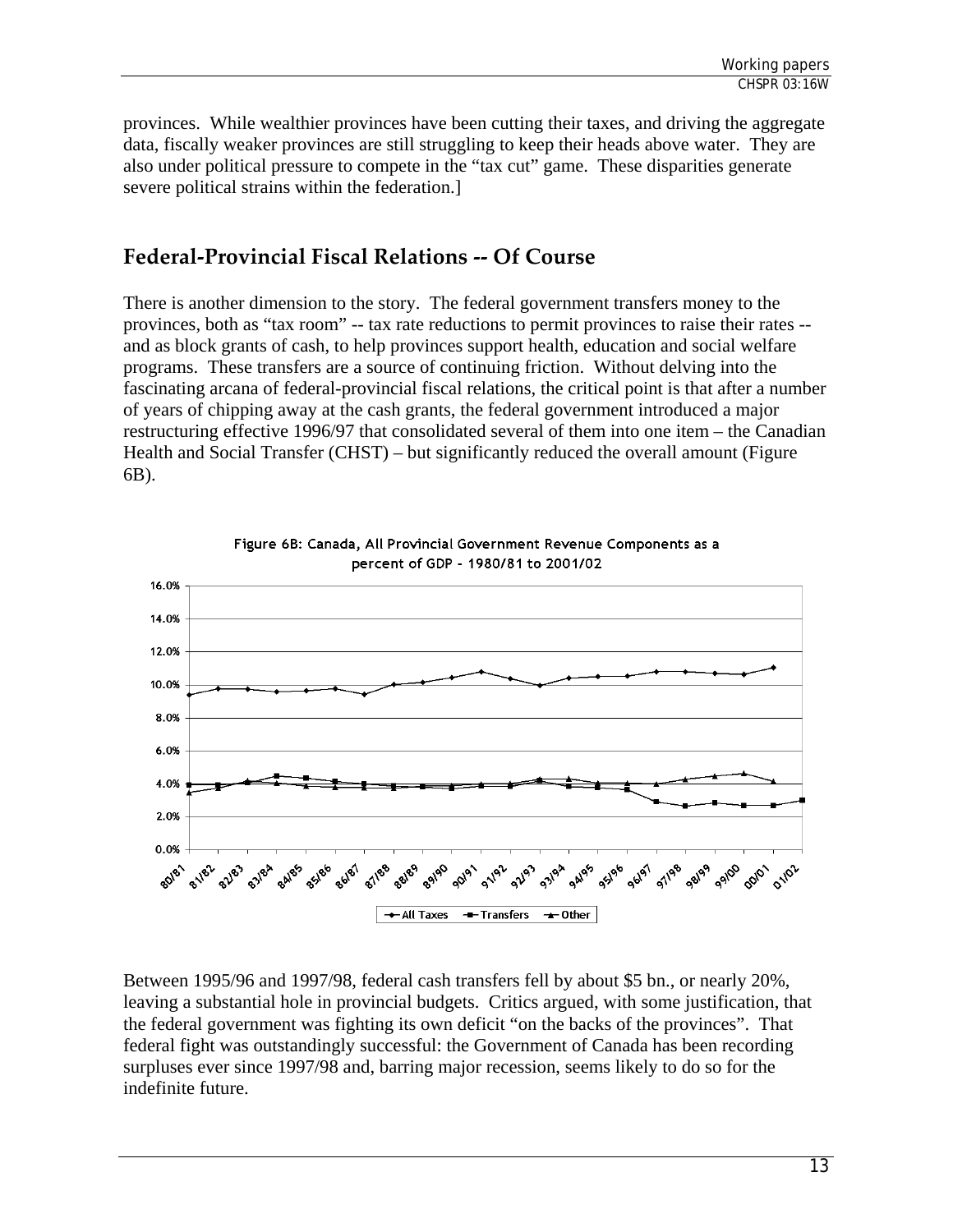provinces. While wealthier provinces have been cutting their taxes, and driving the aggregate data, fiscally weaker provinces are still struggling to keep their heads above water. They are also under political pressure to compete in the "tax cut" game. These disparities generate severe political strains within the federation.]

## Federal-Provincial Fiscal Relations -- Of Course

There is another dimension to the story. The federal government transfers money to the provinces, both as "tax room" -- tax rate reductions to permit provinces to raise their rates -- and as block grants of cash, to help provinces support health, education and social welfare programs. These transfers are a source of continuing friction. Without delving into the fascinating arcana of federal-provincial fiscal relations, the critical point is that after a number of years of chipping away at the cash grants, the federal government introduced a major restructuring effective 1996/97 that consolidated several of them into one item – the Canadian Health and Social Transfer (CHST) – but significantly reduced the overall amount (Figure 6B).

Figure 6B: Canada, All Provincial Government Revenue Components as a percent of GDP - 1980/81 to 2001/02

Between 1995/96 and 1997/98, federal cash transfers fell by about $5 bn., or nearly 20%, leaving a substantial hole in provincial budgets. Critics argued, with some justification, that the federal government was fighting its own deficit "on the backs of the provinces". That federal fight was outstandingly successful: the Government of Canada has been recording surpluses ever since 1997/98 and, barring major recession, seems likely to do so for the indefinite future.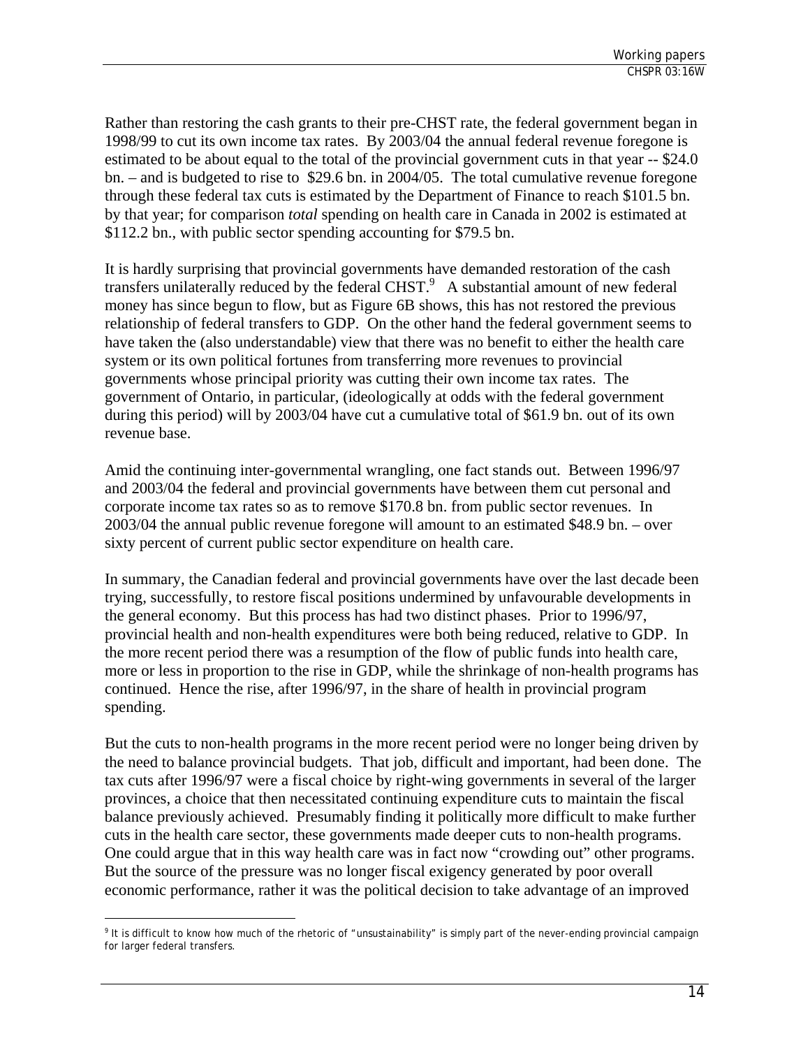Rather than restoring the cash grants to their pre-CHST rate, the federal government began in 1998/99 to cut its own income tax rates. By 2003/04 the annual federal revenue foregone is estimated to be about equal to the total of the provincial government cuts in that year -- $24.0 bn. – and is budgeted to rise to $29.6 bn. in 2004/05. The total cumulative revenue foregone through these federal tax cuts is estimated by the Department of Finance to reach $101.5 bn. by that year; for comparison *total* spending on health care in Canada in 2002 is estimated at $112.2 bn., with public sector spending accounting for $79.5 bn.

It is hardly surprising that provincial governments have demanded restoration of the cash transfers unilaterally reduced by the federal CHST.[9] A substantial amount of new federal money has since begun to flow, but as Figure 6B shows, this has not restored the previous relationship of federal transfers to GDP. On the other hand the federal government seems to have taken the (also understandable) view that there was no benefit to either the health care system or its own political fortunes from transferring more revenues to provincial governments whose principal priority was cutting their own income tax rates. The government of Ontario, in particular, (ideologically at odds with the federal government during this period) will by 2003/04 have cut a cumulative total of $61.9 bn. out of its own revenue base.

Amid the continuing inter-governmental wrangling, one fact stands out. Between 1996/97 and 2003/04 the federal and provincial governments have between them cut personal and corporate income tax rates so as to remove $170.8 bn. from public sector revenues. In 2003/04 the annual public revenue foregone will amount to an estimated $48.9 bn. – over sixty percent of current public sector expenditure on health care.

In summary, the Canadian federal and provincial governments have over the last decade been trying, successfully, to restore fiscal positions undermined by unfavourable developments in the general economy. But this process has had two distinct phases. Prior to 1996/97, provincial health and non-health expenditures were both being reduced, relative to GDP. In the more recent period there was a resumption of the flow of public funds into health care, more or less in proportion to the rise in GDP, while the shrinkage of non-health programs has continued. Hence the rise, after 1996/97, in the share of health in provincial program spending.

But the cuts to non-health programs in the more recent period were no longer being driven by the need to balance provincial budgets. That job, difficult and important, had been done. The tax cuts after 1996/97 were a fiscal choice by right-wing governments in several of the larger provinces, a choice that then necessitated continuing expenditure cuts to maintain the fiscal balance previously achieved. Presumably finding it politically more difficult to make further cuts in the health care sector, these governments made deeper cuts to non-health programs. One could argue that in this way health care was in fact now "crowding out" other programs. But the source of the pressure was no longer fiscal exigency generated by poor overall economic performance, rather it was the political decision to take advantage of an improved

---

[9] It is difficult to know how much of the rhetoric of "unsustainability" is simply part of the never-ending provincial campaign for larger federal transfers.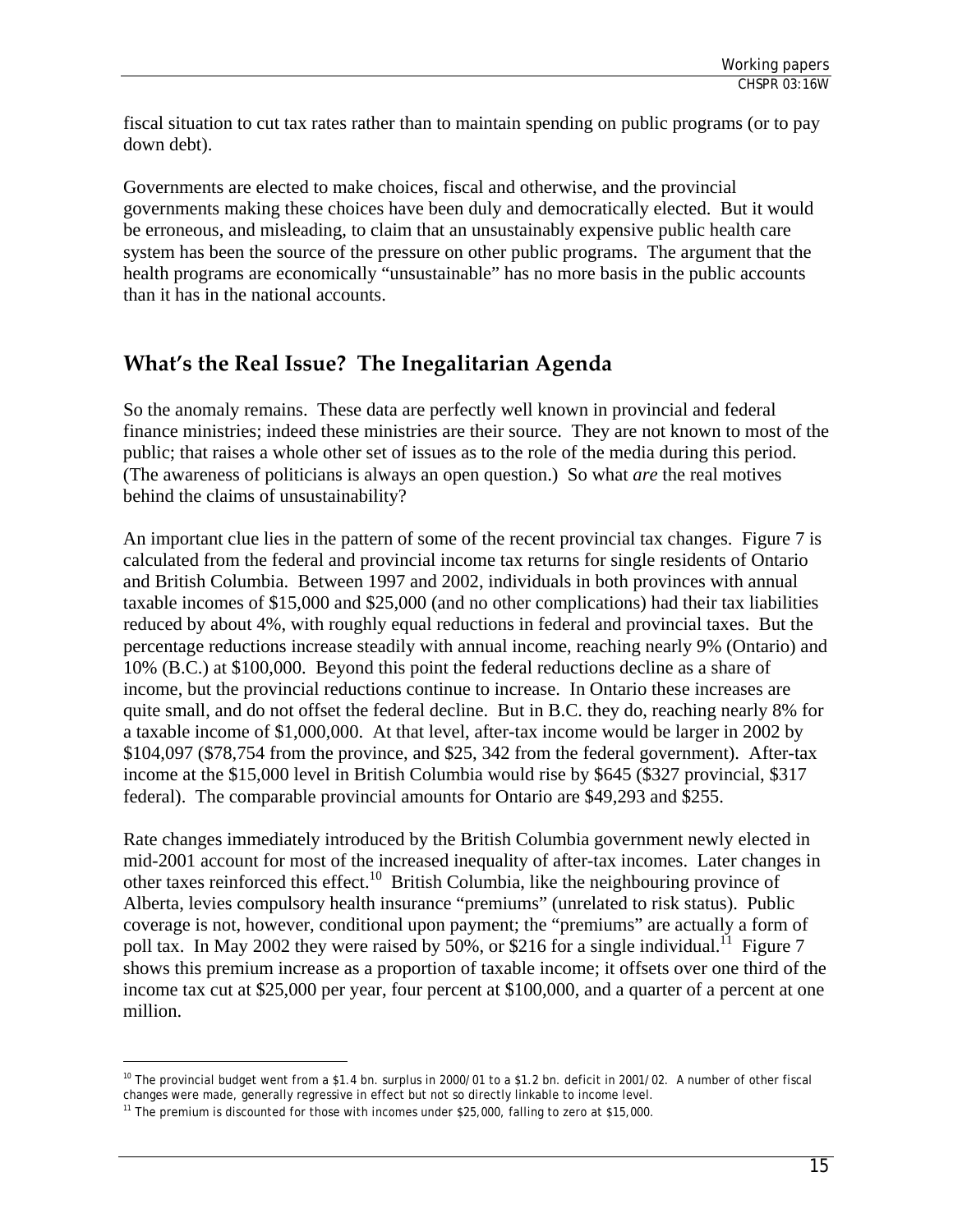fiscal situation to cut tax rates rather than to maintain spending on public programs (or to pay down debt).

Governments are elected to make choices, fiscal and otherwise, and the provincial governments making these choices have been duly and democratically elected. But it would be erroneous, and misleading, to claim that an unsustainably expensive public health care system has been the source of the pressure on other public programs. The argument that the health programs are economically "unsustainable" has no more basis in the public accounts than it has in the national accounts.

## What's the Real Issue? The Inegalitarian Agenda

So the anomaly remains. These data are perfectly well known in provincial and federal finance ministries; indeed these ministries are their source. They are not known to most of the public; that raises a whole other set of issues as to the role of the media during this period. (The awareness of politicians is always an open question.) So what *are* the real motives behind the claims of unsustainability?

An important clue lies in the pattern of some of the recent provincial tax changes. Figure 7 is calculated from the federal and provincial income tax returns for single residents of Ontario and British Columbia. Between 1997 and 2002, individuals in both provinces with annual taxable incomes of $15,000 and $25,000 (and no other complications) had their tax liabilities reduced by about 4%, with roughly equal reductions in federal and provincial taxes. But the percentage reductions increase steadily with annual income, reaching nearly 9% (Ontario) and 10% (B.C.) at $100,000. Beyond this point the federal reductions decline as a share of income, but the provincial reductions continue to increase. In Ontario these increases are quite small, and do not offset the federal decline. But in B.C. they do, reaching nearly 8% for a taxable income of $1,000,000. At that level, after-tax income would be larger in 2002 by $104,097 ($78,754 from the province, and $25, 342 from the federal government). After-tax income at the $15,000 level in British Columbia would rise by $645 ($327 provincial, $317 federal). The comparable provincial amounts for Ontario are $49,293 and $255.

Rate changes immediately introduced by the British Columbia government newly elected in mid-2001 account for most of the increased inequality of after-tax incomes. Later changes in other taxes reinforced this effect.[10] British Columbia, like the neighbouring province of Alberta, levies compulsory health insurance "premiums" (unrelated to risk status). Public coverage is not, however, conditional upon payment; the "premiums" are actually a form of poll tax. In May 2002 they were raised by 50%, or $216 for a single individual.[11] Figure 7 shows this premium increase as a proportion of taxable income; it offsets over one third of the income tax cut at $25,000 per year, four percent at $100,000, and a quarter of a percent at one million.

---

[10] The provincial budget went from a $1.4 bn. surplus in 2000/01 to a $1.2 bn. deficit in 2001/02. A number of other fiscal changes were made, generally regressive in effect but not so directly linkable to income level.

[11] The premium is discounted for those with incomes under $25,000, falling to zero at $15,000.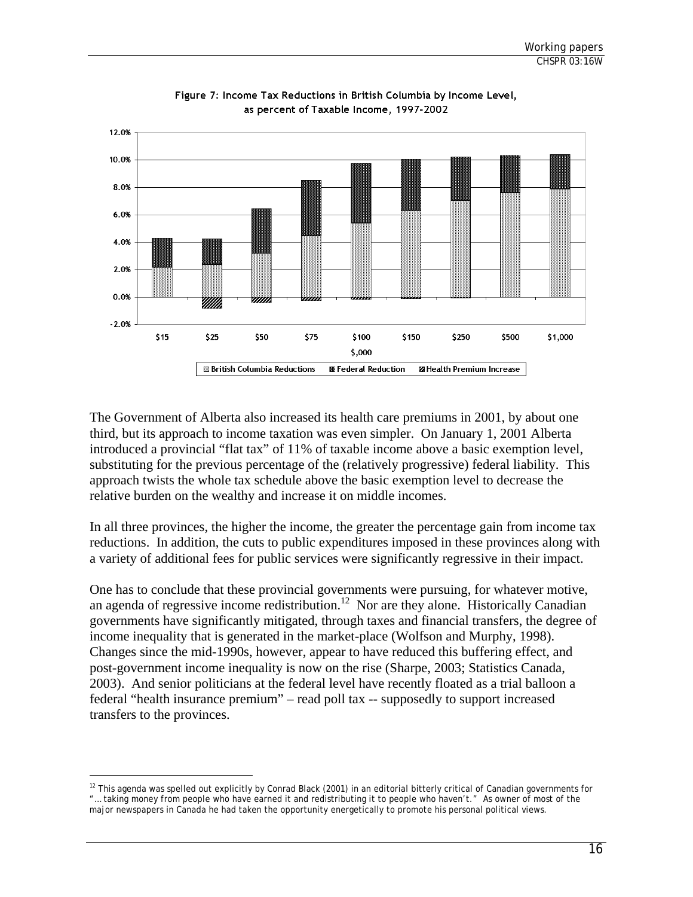Figure 7: Income Tax Reductions in British Columbia by Income Level, as percent of Taxable Income, 1997-2002

The Government of Alberta also increased its health care premiums in 2001, by about one third, but its approach to income taxation was even simpler. On January 1, 2001 Alberta introduced a provincial "flat tax" of 11% of taxable income above a basic exemption level, substituting for the previous percentage of the (relatively progressive) federal liability. This approach twists the whole tax schedule above the basic exemption level to decrease the relative burden on the wealthy and increase it on middle incomes.

In all three provinces, the higher the income, the greater the percentage gain from income tax reductions. In addition, the cuts to public expenditures imposed in these provinces along with a variety of additional fees for public services were significantly regressive in their impact.

One has to conclude that these provincial governments were pursuing, for whatever motive, an agenda of regressive income redistribution.[12] Nor are they alone. Historically Canadian governments have significantly mitigated, through taxes and financial transfers, the degree of income inequality that is generated in the market-place (Wolfson and Murphy, 1998). Changes since the mid-1990s, however, appear to have reduced this buffering effect, and post-government income inequality is now on the rise (Sharpe, 2003; Statistics Canada, 2003). And senior politicians at the federal level have recently floated as a trial balloon a federal "health insurance premium" – read poll tax -- supposedly to support increased transfers to the provinces.

[12] This agenda was spelled out explicitly by Conrad Black (2001) in an editorial bitterly critical of Canadian governments for "… taking money from people who have earned it and redistributing it to people who haven't." As owner of most of the major newspapers in Canada he had taken the opportunity energetically to promote his personal political views.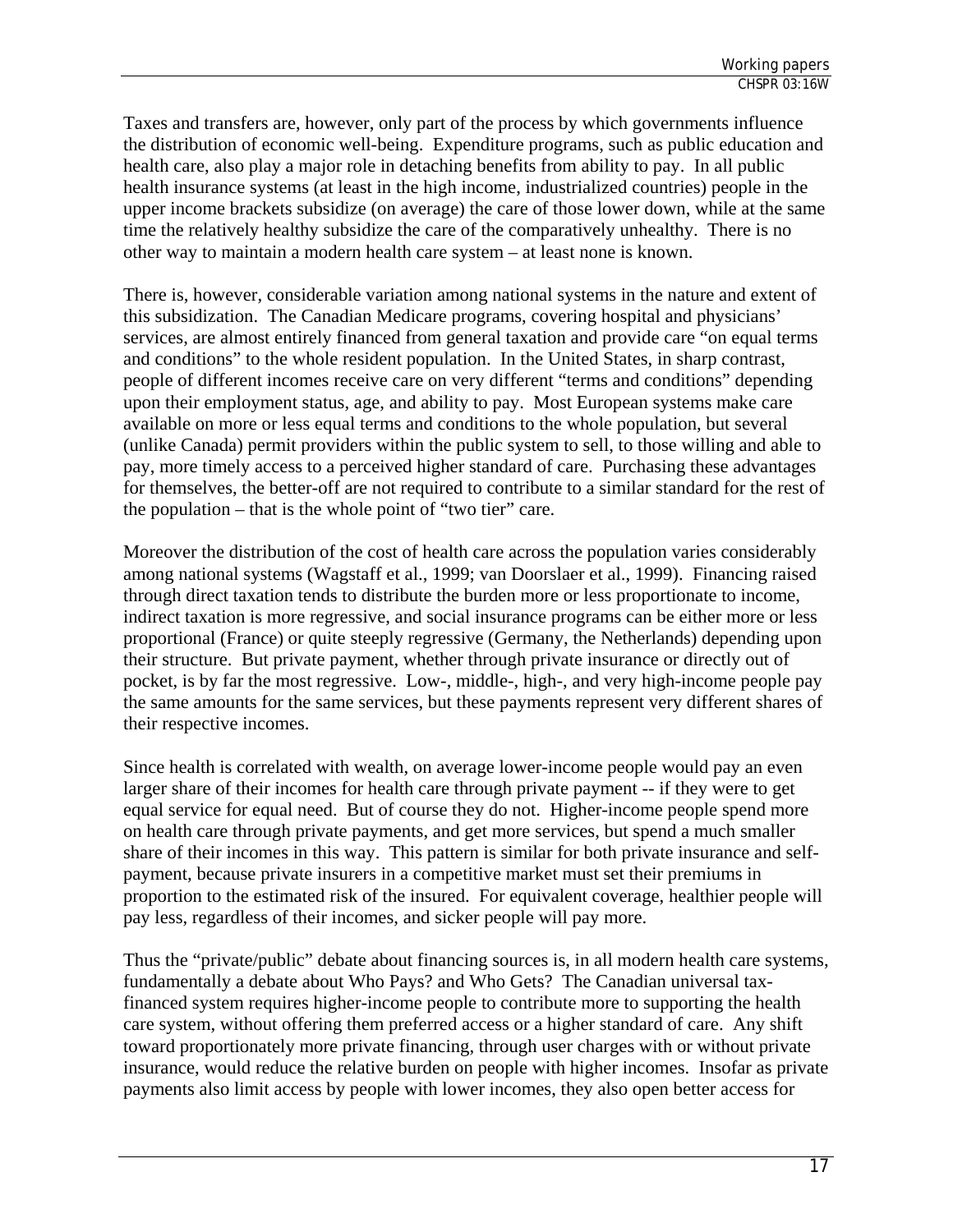Taxes and transfers are, however, only part of the process by which governments influence the distribution of economic well-being. Expenditure programs, such as public education and health care, also play a major role in detaching benefits from ability to pay. In all public health insurance systems (at least in the high income, industrialized countries) people in the upper income brackets subsidize (on average) the care of those lower down, while at the same time the relatively healthy subsidize the care of the comparatively unhealthy. There is no other way to maintain a modern health care system – at least none is known.

There is, however, considerable variation among national systems in the nature and extent of this subsidization. The Canadian Medicare programs, covering hospital and physicians' services, are almost entirely financed from general taxation and provide care "on equal terms and conditions" to the whole resident population. In the United States, in sharp contrast, people of different incomes receive care on very different "terms and conditions" depending upon their employment status, age, and ability to pay. Most European systems make care available on more or less equal terms and conditions to the whole population, but several (unlike Canada) permit providers within the public system to sell, to those willing and able to pay, more timely access to a perceived higher standard of care. Purchasing these advantages for themselves, the better-off are not required to contribute to a similar standard for the rest of the population – that is the whole point of "two tier" care.

Moreover the distribution of the cost of health care across the population varies considerably among national systems (Wagstaff et al., 1999; van Doorslaer et al., 1999). Financing raised through direct taxation tends to distribute the burden more or less proportionate to income, indirect taxation is more regressive, and social insurance programs can be either more or less proportional (France) or quite steeply regressive (Germany, the Netherlands) depending upon their structure. But private payment, whether through private insurance or directly out of pocket, is by far the most regressive. Low-, middle-, high-, and very high-income people pay the same amounts for the same services, but these payments represent very different shares of their respective incomes.

Since health is correlated with wealth, on average lower-income people would pay an even larger share of their incomes for health care through private payment -- if they were to get equal service for equal need. But of course they do not. Higher-income people spend more on health care through private payments, and get more services, but spend a much smaller share of their incomes in this way. This pattern is similar for both private insurance and self-payment, because private insurers in a competitive market must set their premiums in proportion to the estimated risk of the insured. For equivalent coverage, healthier people will pay less, regardless of their incomes, and sicker people will pay more.

Thus the "private/public" debate about financing sources is, in all modern health care systems, fundamentally a debate about Who Pays? and Who Gets? The Canadian universal tax-financed system requires higher-income people to contribute more to supporting the health care system, without offering them preferred access or a higher standard of care. Any shift toward proportionately more private financing, through user charges with or without private insurance, would reduce the relative burden on people with higher incomes. Insofar as private payments also limit access by people with lower incomes, they also open better access for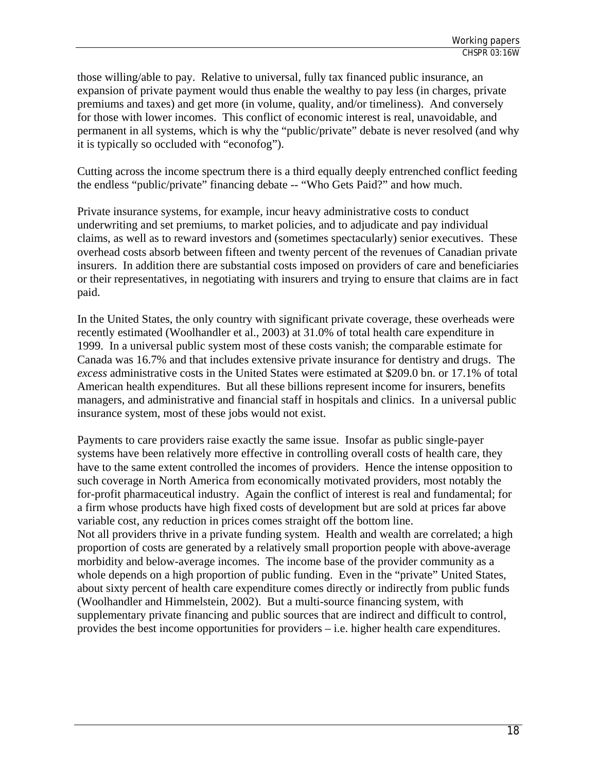those willing/able to pay. Relative to universal, fully tax financed public insurance, an expansion of private payment would thus enable the wealthy to pay less (in charges, private premiums and taxes) and get more (in volume, quality, and/or timeliness). And conversely for those with lower incomes. This conflict of economic interest is real, unavoidable, and permanent in all systems, which is why the "public/private" debate is never resolved (and why it is typically so occluded with "econofog").

Cutting across the income spectrum there is a third equally deeply entrenched conflict feeding the endless "public/private" financing debate -- "Who Gets Paid?" and how much.

Private insurance systems, for example, incur heavy administrative costs to conduct underwriting and set premiums, to market policies, and to adjudicate and pay individual claims, as well as to reward investors and (sometimes spectacularly) senior executives. These overhead costs absorb between fifteen and twenty percent of the revenues of Canadian private insurers. In addition there are substantial costs imposed on providers of care and beneficiaries or their representatives, in negotiating with insurers and trying to ensure that claims are in fact paid.

In the United States, the only country with significant private coverage, these overheads were recently estimated (Woolhandler et al., 2003) at 31.0% of total health care expenditure in 1999. In a universal public system most of these costs vanish; the comparable estimate for Canada was 16.7% and that includes extensive private insurance for dentistry and drugs. The *excess* administrative costs in the United States were estimated at $209.0 bn. or 17.1% of total American health expenditures. But all these billions represent income for insurers, benefits managers, and administrative and financial staff in hospitals and clinics. In a universal public insurance system, most of these jobs would not exist.

Payments to care providers raise exactly the same issue. Insofar as public single-payer systems have been relatively more effective in controlling overall costs of health care, they have to the same extent controlled the incomes of providers. Hence the intense opposition to such coverage in North America from economically motivated providers, most notably the for-profit pharmaceutical industry. Again the conflict of interest is real and fundamental; for a firm whose products have high fixed costs of development but are sold at prices far above variable cost, any reduction in prices comes straight off the bottom line.

Not all providers thrive in a private funding system. Health and wealth are correlated; a high proportion of costs are generated by a relatively small proportion people with above-average morbidity and below-average incomes. The income base of the provider community as a whole depends on a high proportion of public funding. Even in the "private" United States, about sixty percent of health care expenditure comes directly or indirectly from public funds (Woolhandler and Himmelstein, 2002). But a multi-source financing system, with supplementary private financing and public sources that are indirect and difficult to control, provides the best income opportunities for providers – i.e. higher health care expenditures.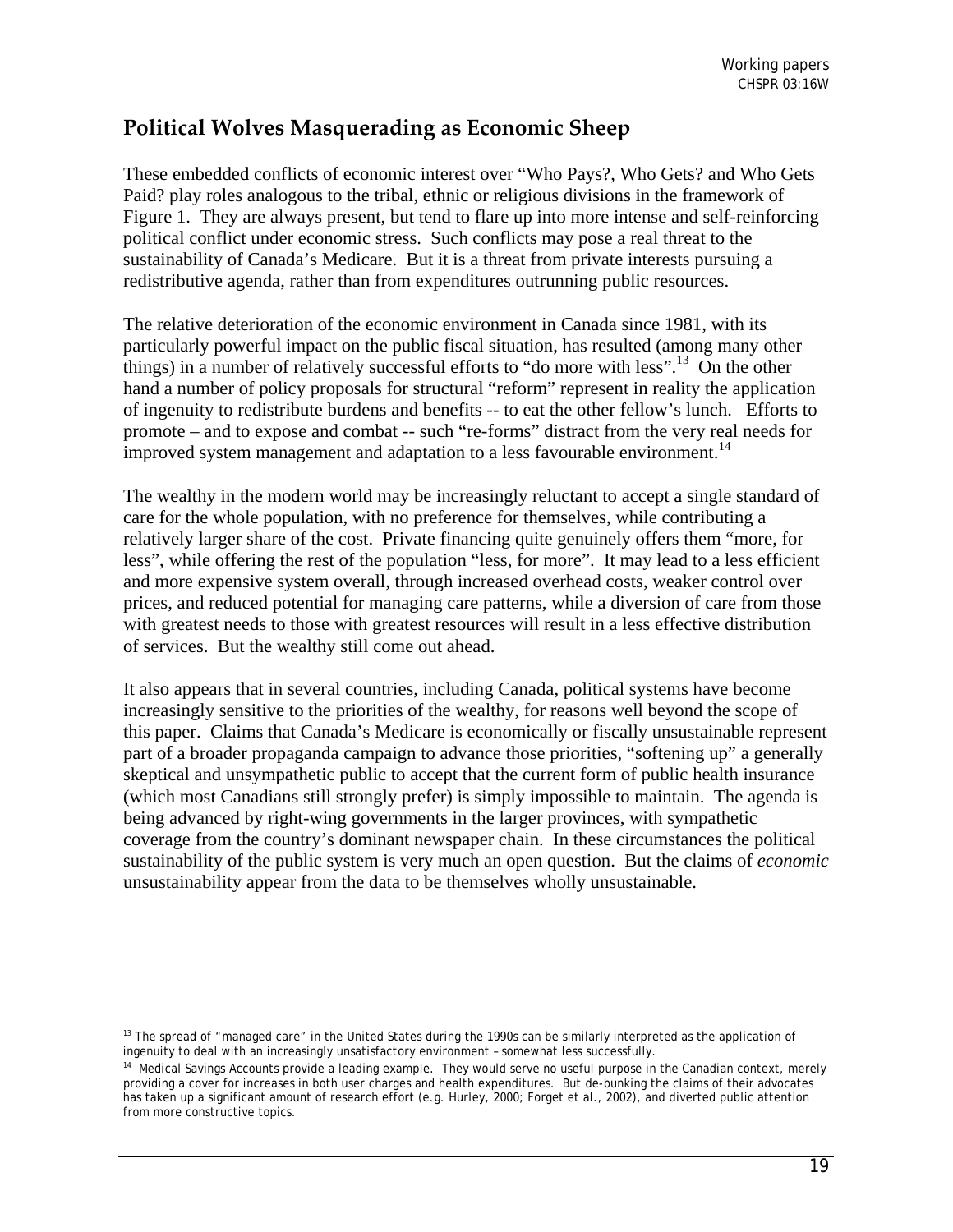## Political Wolves Masquerading as Economic Sheep

These embedded conflicts of economic interest over "Who Pays?, Who Gets? and Who Gets Paid? play roles analogous to the tribal, ethnic or religious divisions in the framework of Figure 1. They are always present, but tend to flare up into more intense and self-reinforcing political conflict under economic stress. Such conflicts may pose a real threat to the sustainability of Canada's Medicare. But it is a threat from private interests pursuing a redistributive agenda, rather than from expenditures outrunning public resources.

The relative deterioration of the economic environment in Canada since 1981, with its particularly powerful impact on the public fiscal situation, has resulted (among many other things) in a number of relatively successful efforts to "do more with less".[13] On the other hand a number of policy proposals for structural "reform" represent in reality the application of ingenuity to redistribute burdens and benefits -- to eat the other fellow's lunch. Efforts to promote – and to expose and combat -- such "re-forms" distract from the very real needs for improved system management and adaptation to a less favourable environment.[14]

The wealthy in the modern world may be increasingly reluctant to accept a single standard of care for the whole population, with no preference for themselves, while contributing a relatively larger share of the cost. Private financing quite genuinely offers them "more, for less", while offering the rest of the population "less, for more". It may lead to a less efficient and more expensive system overall, through increased overhead costs, weaker control over prices, and reduced potential for managing care patterns, while a diversion of care from those with greatest needs to those with greatest resources will result in a less effective distribution of services. But the wealthy still come out ahead.

It also appears that in several countries, including Canada, political systems have become increasingly sensitive to the priorities of the wealthy, for reasons well beyond the scope of this paper. Claims that Canada's Medicare is economically or fiscally unsustainable represent part of a broader propaganda campaign to advance those priorities, "softening up" a generally skeptical and unsympathetic public to accept that the current form of public health insurance (which most Canadians still strongly prefer) is simply impossible to maintain. The agenda is being advanced by right-wing governments in the larger provinces, with sympathetic coverage from the country's dominant newspaper chain. In these circumstances the political sustainability of the public system is very much an open question. But the claims of *economic* unsustainability appear from the data to be themselves wholly unsustainable.

[13] The spread of "managed care" in the United States during the 1990s can be similarly interpreted as the application of ingenuity to deal with an increasingly unsatisfactory environment – somewhat less successfully.

[14] Medical Savings Accounts provide a leading example. They would serve no useful purpose in the Canadian context, merely providing a cover for increases in both user charges and health expenditures. But de-bunking the claims of their advocates has taken up a significant amount of research effort (e.g. Hurley, 2000; Forget et al., 2002), and diverted public attention from more constructive topics.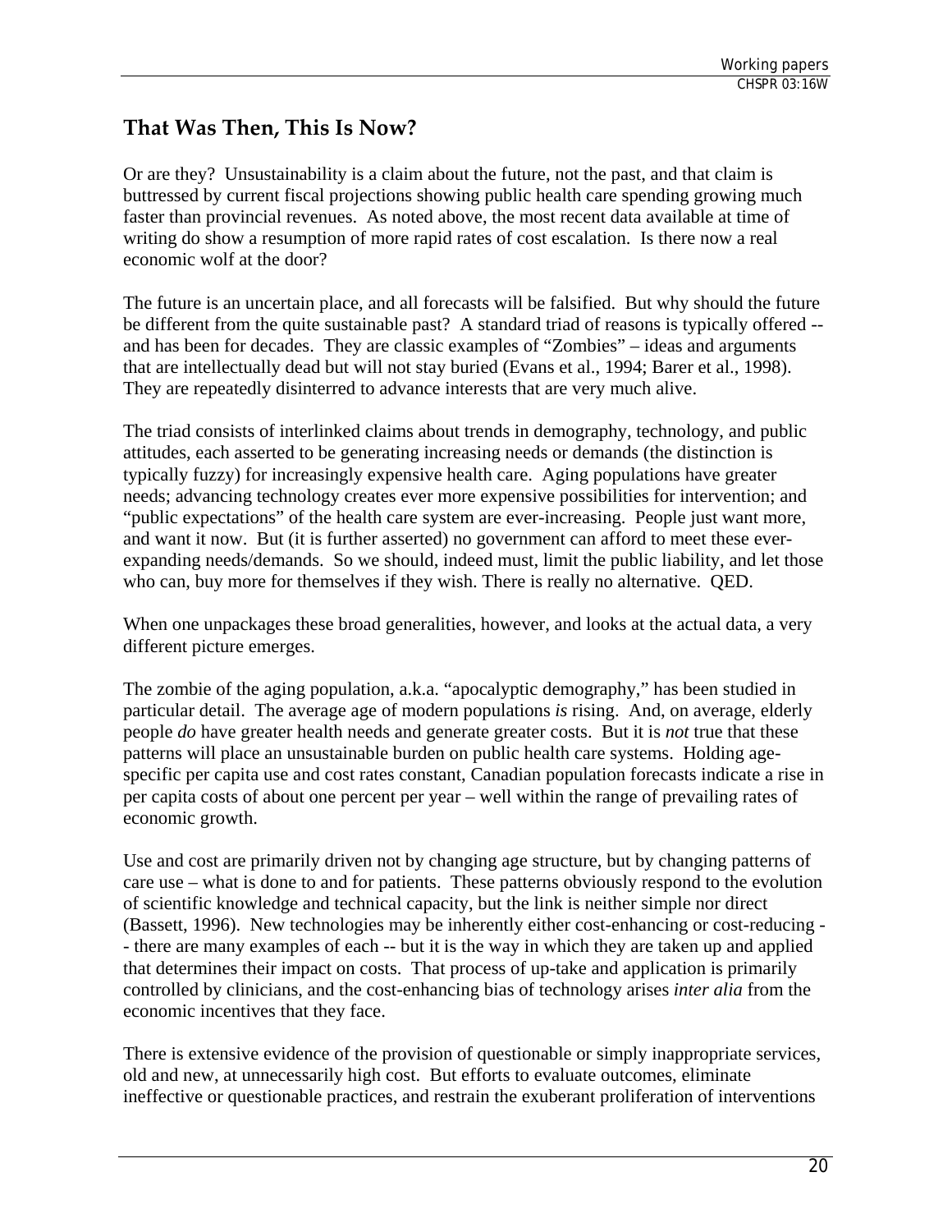## That Was Then, This Is Now?

Or are they? Unsustainability is a claim about the future, not the past, and that claim is buttressed by current fiscal projections showing public health care spending growing much faster than provincial revenues. As noted above, the most recent data available at time of writing do show a resumption of more rapid rates of cost escalation. Is there now a real economic wolf at the door?

The future is an uncertain place, and all forecasts will be falsified. But why should the future be different from the quite sustainable past? A standard triad of reasons is typically offered -- and has been for decades. They are classic examples of "Zombies" – ideas and arguments that are intellectually dead but will not stay buried (Evans et al., 1994; Barer et al., 1998). They are repeatedly disinterred to advance interests that are very much alive.

The triad consists of interlinked claims about trends in demography, technology, and public attitudes, each asserted to be generating increasing needs or demands (the distinction is typically fuzzy) for increasingly expensive health care. Aging populations have greater needs; advancing technology creates ever more expensive possibilities for intervention; and "public expectations" of the health care system are ever-increasing. People just want more, and want it now. But (it is further asserted) no government can afford to meet these ever-expanding needs/demands. So we should, indeed must, limit the public liability, and let those who can, buy more for themselves if they wish. There is really no alternative. QED.

When one unpackages these broad generalities, however, and looks at the actual data, a very different picture emerges.

The zombie of the aging population, a.k.a. "apocalyptic demography," has been studied in particular detail. The average age of modern populations *is* rising. And, on average, elderly people *do* have greater health needs and generate greater costs. But it is *not* true that these patterns will place an unsustainable burden on public health care systems. Holding age-specific per capita use and cost rates constant, Canadian population forecasts indicate a rise in per capita costs of about one percent per year – well within the range of prevailing rates of economic growth.

Use and cost are primarily driven not by changing age structure, but by changing patterns of care use – what is done to and for patients. These patterns obviously respond to the evolution of scientific knowledge and technical capacity, but the link is neither simple nor direct (Bassett, 1996). New technologies may be inherently either cost-enhancing or cost-reducing -- there are many examples of each -- but it is the way in which they are taken up and applied that determines their impact on costs. That process of up-take and application is primarily controlled by clinicians, and the cost-enhancing bias of technology arises *inter alia* from the economic incentives that they face.

There is extensive evidence of the provision of questionable or simply inappropriate services, old and new, at unnecessarily high cost. But efforts to evaluate outcomes, eliminate ineffective or questionable practices, and restrain the exuberant proliferation of interventions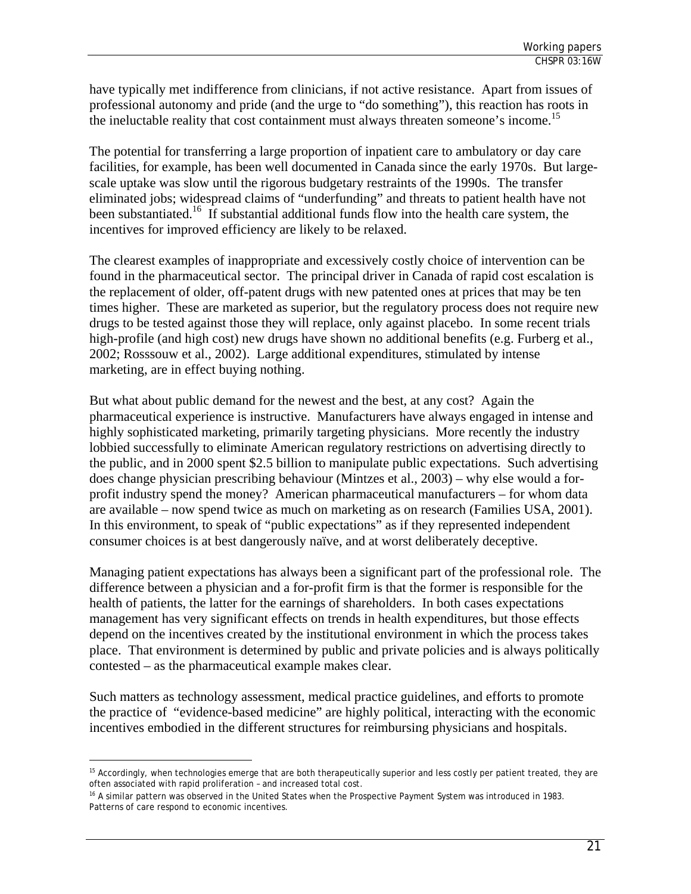have typically met indifference from clinicians, if not active resistance. Apart from issues of professional autonomy and pride (and the urge to "do something"), this reaction has roots in the ineluctable reality that cost containment must always threaten someone's income.[15]

The potential for transferring a large proportion of inpatient care to ambulatory or day care facilities, for example, has been well documented in Canada since the early 1970s. But large-scale uptake was slow until the rigorous budgetary restraints of the 1990s. The transfer eliminated jobs; widespread claims of "underfunding" and threats to patient health have not been substantiated.[16] If substantial additional funds flow into the health care system, the incentives for improved efficiency are likely to be relaxed.

The clearest examples of inappropriate and excessively costly choice of intervention can be found in the pharmaceutical sector. The principal driver in Canada of rapid cost escalation is the replacement of older, off-patent drugs with new patented ones at prices that may be ten times higher. These are marketed as superior, but the regulatory process does not require new drugs to be tested against those they will replace, only against placebo. In some recent trials high-profile (and high cost) new drugs have shown no additional benefits (e.g. Furberg et al., 2002; Rosssouw et al., 2002). Large additional expenditures, stimulated by intense marketing, are in effect buying nothing.

But what about public demand for the newest and the best, at any cost? Again the pharmaceutical experience is instructive. Manufacturers have always engaged in intense and highly sophisticated marketing, primarily targeting physicians. More recently the industry lobbied successfully to eliminate American regulatory restrictions on advertising directly to the public, and in 2000 spent $2.5 billion to manipulate public expectations. Such advertising does change physician prescribing behaviour (Mintzes et al., 2003) – why else would a for-profit industry spend the money? American pharmaceutical manufacturers – for whom data are available – now spend twice as much on marketing as on research (Families USA, 2001). In this environment, to speak of "public expectations" as if they represented independent consumer choices is at best dangerously naïve, and at worst deliberately deceptive.

Managing patient expectations has always been a significant part of the professional role. The difference between a physician and a for-profit firm is that the former is responsible for the health of patients, the latter for the earnings of shareholders. In both cases expectations management has very significant effects on trends in health expenditures, but those effects depend on the incentives created by the institutional environment in which the process takes place. That environment is determined by public and private policies and is always politically contested – as the pharmaceutical example makes clear.

Such matters as technology assessment, medical practice guidelines, and efforts to promote the practice of "evidence-based medicine" are highly political, interacting with the economic incentives embodied in the different structures for reimbursing physicians and hospitals.

[15] Accordingly, when technologies emerge that are both therapeutically superior and less costly per patient treated, they are often associated with rapid proliferation – and increased total cost.

[16] A similar pattern was observed in the United States when the Prospective Payment System was introduced in 1983. Patterns of care respond to economic incentives.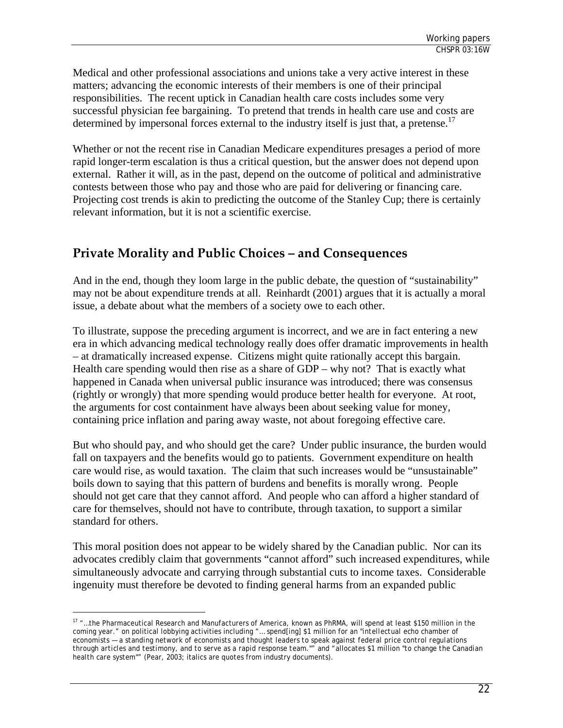Medical and other professional associations and unions take a very active interest in these matters; advancing the economic interests of their members is one of their principal responsibilities. The recent uptick in Canadian health care costs includes some very successful physician fee bargaining. To pretend that trends in health care use and costs are determined by impersonal forces external to the industry itself is just that, a pretense.[17]

Whether or not the recent rise in Canadian Medicare expenditures presages a period of more rapid longer-term escalation is thus a critical question, but the answer does not depend upon external. Rather it will, as in the past, depend on the outcome of political and administrative contests between those who pay and those who are paid for delivering or financing care. Projecting cost trends is akin to predicting the outcome of the Stanley Cup; there is certainly relevant information, but it is not a scientific exercise.

## Private Morality and Public Choices – and Consequences

And in the end, though they loom large in the public debate, the question of "sustainability" may not be about expenditure trends at all. Reinhardt (2001) argues that it is actually a moral issue, a debate about what the members of a society owe to each other.

To illustrate, suppose the preceding argument is incorrect, and we are in fact entering a new era in which advancing medical technology really does offer dramatic improvements in health – at dramatically increased expense. Citizens might quite rationally accept this bargain. Health care spending would then rise as a share of GDP – why not? That is exactly what happened in Canada when universal public insurance was introduced; there was consensus (rightly or wrongly) that more spending would produce better health for everyone. At root, the arguments for cost containment have always been about seeking value for money, containing price inflation and paring away waste, not about foregoing effective care.

But who should pay, and who should get the care? Under public insurance, the burden would fall on taxpayers and the benefits would go to patients. Government expenditure on health care would rise, as would taxation. The claim that such increases would be "unsustainable" boils down to saying that this pattern of burdens and benefits is morally wrong. People should not get care that they cannot afford. And people who can afford a higher standard of care for themselves, should not have to contribute, through taxation, to support a similar standard for others.

This moral position does not appear to be widely shared by the Canadian public. Nor can its advocates credibly claim that governments "cannot afford" such increased expenditures, while simultaneously advocate and carrying through substantial cuts to income taxes. Considerable ingenuity must therefore be devoted to finding general harms from an expanded public

---

[17] "…the Pharmaceutical Research and Manufacturers of America, known as PhRMA, will spend at least $150 million in the coming year." on political lobbying activities including "… spend[ing] $1 million for an *"intellectual echo chamber of economists — a standing network of economists and thought leaders to speak against federal price control regulations through articles and testimony, and to serve as a rapid response team.""* and "allocates $1 million *"to change the Canadian health care system""* (Pear, 2003; italics are quotes from industry documents).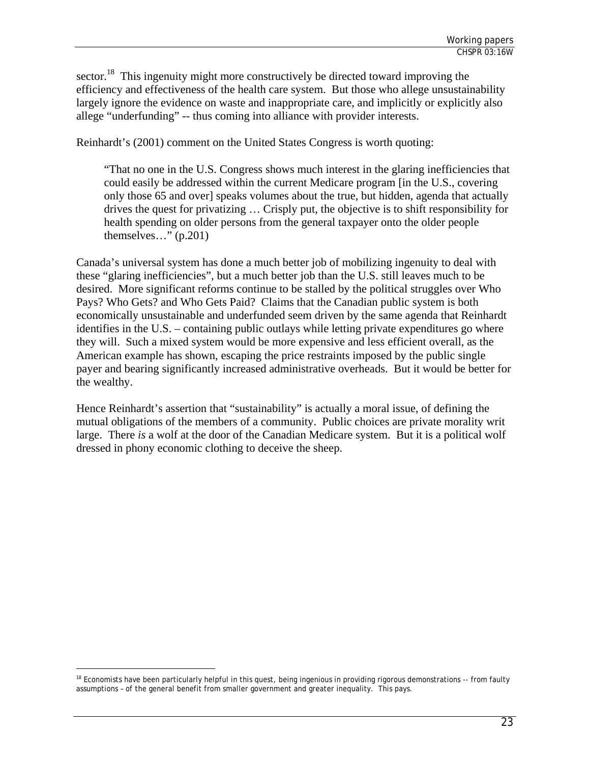sector.[18] This ingenuity might more constructively be directed toward improving the efficiency and effectiveness of the health care system. But those who allege unsustainability largely ignore the evidence on waste and inappropriate care, and implicitly or explicitly also allege "underfunding" -- thus coming into alliance with provider interests.

Reinhardt's (2001) comment on the United States Congress is worth quoting:

> "That no one in the U.S. Congress shows much interest in the glaring inefficiencies that could easily be addressed within the current Medicare program [in the U.S., covering only those 65 and over] speaks volumes about the true, but hidden, agenda that actually drives the quest for privatizing … Crisply put, the objective is to shift responsibility for health spending on older persons from the general taxpayer onto the older people themselves…" (p.201)

Canada's universal system has done a much better job of mobilizing ingenuity to deal with these "glaring inefficiencies", but a much better job than the U.S. still leaves much to be desired. More significant reforms continue to be stalled by the political struggles over Who Pays? Who Gets? and Who Gets Paid? Claims that the Canadian public system is both economically unsustainable and underfunded seem driven by the same agenda that Reinhardt identifies in the U.S. – containing public outlays while letting private expenditures go where they will. Such a mixed system would be more expensive and less efficient overall, as the American example has shown, escaping the price restraints imposed by the public single payer and bearing significantly increased administrative overheads. But it would be better for the wealthy.

Hence Reinhardt's assertion that "sustainability" is actually a moral issue, of defining the mutual obligations of the members of a community. Public choices are private morality writ large. There *is* a wolf at the door of the Canadian Medicare system. But it is a political wolf dressed in phony economic clothing to deceive the sheep.

[18] Economists have been particularly helpful in this quest, being ingenious in providing rigorous demonstrations -- from faulty assumptions – of the general benefit from smaller government and greater inequality. This pays.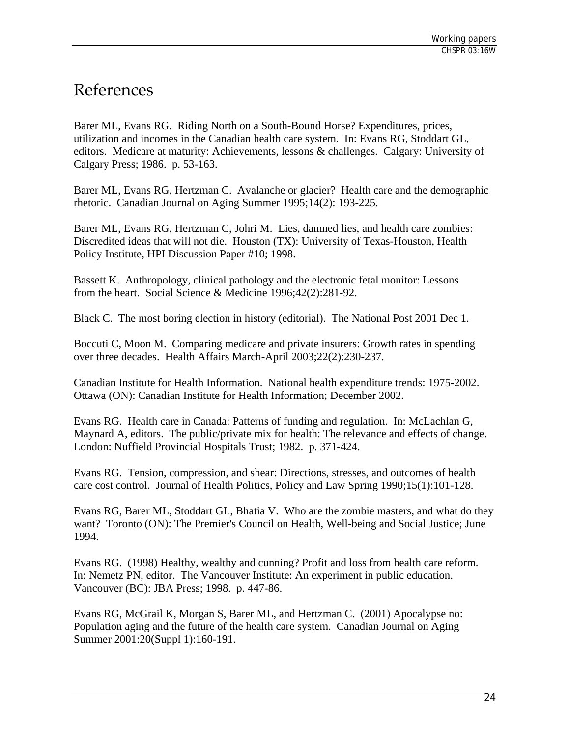# References

Barer ML, Evans RG. Riding North on a South-Bound Horse? Expenditures, prices, utilization and incomes in the Canadian health care system. In: Evans RG, Stoddart GL, editors. Medicare at maturity: Achievements, lessons & challenges. Calgary: University of Calgary Press; 1986. p. 53-163.

Barer ML, Evans RG, Hertzman C. Avalanche or glacier? Health care and the demographic rhetoric. Canadian Journal on Aging Summer 1995;14(2): 193-225.

Barer ML, Evans RG, Hertzman C, Johri M. Lies, damned lies, and health care zombies: Discredited ideas that will not die. Houston (TX): University of Texas-Houston, Health Policy Institute, HPI Discussion Paper #10; 1998.

Bassett K. Anthropology, clinical pathology and the electronic fetal monitor: Lessons from the heart. Social Science & Medicine 1996;42(2):281-92.

Black C. The most boring election in history (editorial). The National Post 2001 Dec 1.

Boccuti C, Moon M. Comparing medicare and private insurers: Growth rates in spending over three decades. Health Affairs March-April 2003;22(2):230-237.

Canadian Institute for Health Information. National health expenditure trends: 1975-2002. Ottawa (ON): Canadian Institute for Health Information; December 2002.

Evans RG. Health care in Canada: Patterns of funding and regulation. In: McLachlan G, Maynard A, editors. The public/private mix for health: The relevance and effects of change. London: Nuffield Provincial Hospitals Trust; 1982. p. 371-424.

Evans RG. Tension, compression, and shear: Directions, stresses, and outcomes of health care cost control. Journal of Health Politics, Policy and Law Spring 1990;15(1):101-128.

Evans RG, Barer ML, Stoddart GL, Bhatia V. Who are the zombie masters, and what do they want? Toronto (ON): The Premier's Council on Health, Well-being and Social Justice; June 1994.

Evans RG. (1998) Healthy, wealthy and cunning? Profit and loss from health care reform. In: Nemetz PN, editor. The Vancouver Institute: An experiment in public education. Vancouver (BC): JBA Press; 1998. p. 447-86.

Evans RG, McGrail K, Morgan S, Barer ML, and Hertzman C. (2001) Apocalypse no: Population aging and the future of the health care system. Canadian Journal on Aging Summer 2001:20(Suppl 1):160-191.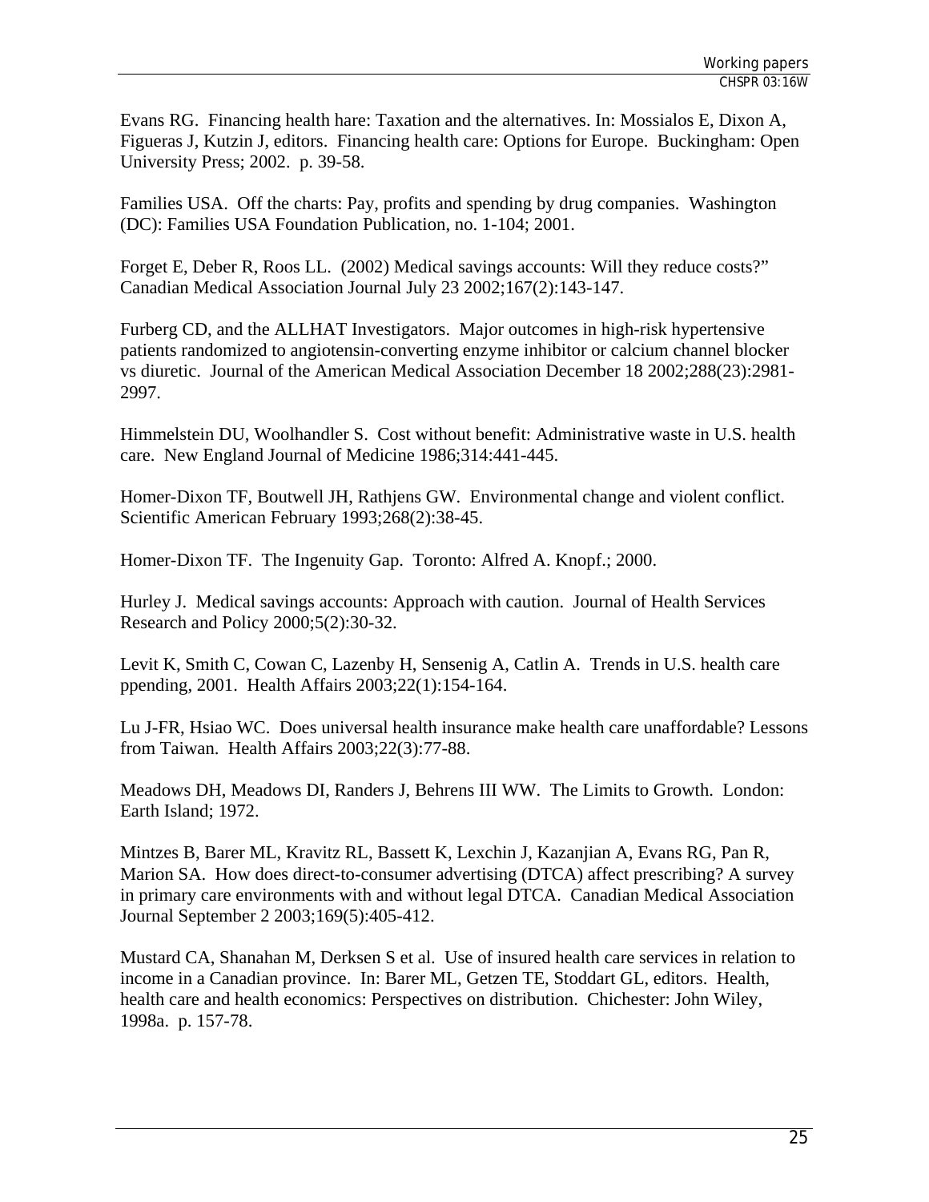Evans RG. Financing health hare: Taxation and the alternatives. In: Mossialos E, Dixon A, Figueras J, Kutzin J, editors. Financing health care: Options for Europe. Buckingham: Open University Press; 2002. p. 39-58.

Families USA. Off the charts: Pay, profits and spending by drug companies. Washington (DC): Families USA Foundation Publication, no. 1-104; 2001.

Forget E, Deber R, Roos LL. (2002) Medical savings accounts: Will they reduce costs?" Canadian Medical Association Journal July 23 2002;167(2):143-147.

Furberg CD, and the ALLHAT Investigators. Major outcomes in high-risk hypertensive patients randomized to angiotensin-converting enzyme inhibitor or calcium channel blocker vs diuretic. Journal of the American Medical Association December 18 2002;288(23):2981-2997.

Himmelstein DU, Woolhandler S. Cost without benefit: Administrative waste in U.S. health care. New England Journal of Medicine 1986;314:441-445.

Homer-Dixon TF, Boutwell JH, Rathjens GW. Environmental change and violent conflict. Scientific American February 1993;268(2):38-45.

Homer-Dixon TF. The Ingenuity Gap. Toronto: Alfred A. Knopf.; 2000.

Hurley J. Medical savings accounts: Approach with caution. Journal of Health Services Research and Policy 2000;5(2):30-32.

Levit K, Smith C, Cowan C, Lazenby H, Sensenig A, Catlin A. Trends in U.S. health care ppending, 2001. Health Affairs 2003;22(1):154-164.

Lu J-FR, Hsiao WC. Does universal health insurance make health care unaffordable? Lessons from Taiwan. Health Affairs 2003;22(3):77-88.

Meadows DH, Meadows DI, Randers J, Behrens III WW. The Limits to Growth. London: Earth Island; 1972.

Mintzes B, Barer ML, Kravitz RL, Bassett K, Lexchin J, Kazanjian A, Evans RG, Pan R, Marion SA. How does direct-to-consumer advertising (DTCA) affect prescribing? A survey in primary care environments with and without legal DTCA. Canadian Medical Association Journal September 2 2003;169(5):405-412.

Mustard CA, Shanahan M, Derksen S et al. Use of insured health care services in relation to income in a Canadian province. In: Barer ML, Getzen TE, Stoddart GL, editors. Health, health care and health economics: Perspectives on distribution. Chichester: John Wiley, 1998a. p. 157-78.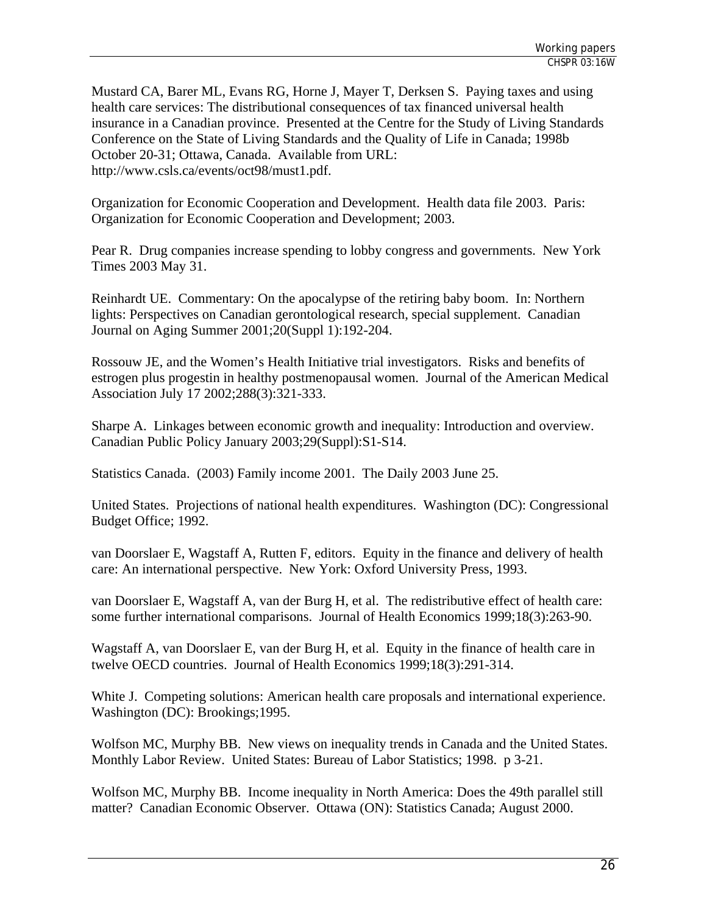Mustard CA, Barer ML, Evans RG, Horne J, Mayer T, Derksen S. Paying taxes and using health care services: The distributional consequences of tax financed universal health insurance in a Canadian province. Presented at the Centre for the Study of Living Standards Conference on the State of Living Standards and the Quality of Life in Canada; 1998b October 20-31; Ottawa, Canada. Available from URL: http://www.csls.ca/events/oct98/must1.pdf.

Organization for Economic Cooperation and Development. Health data file 2003. Paris: Organization for Economic Cooperation and Development; 2003.

Pear R. Drug companies increase spending to lobby congress and governments. New York Times 2003 May 31.

Reinhardt UE. Commentary: On the apocalypse of the retiring baby boom. In: Northern lights: Perspectives on Canadian gerontological research, special supplement. Canadian Journal on Aging Summer 2001;20(Suppl 1):192-204.

Rossouw JE, and the Women's Health Initiative trial investigators. Risks and benefits of estrogen plus progestin in healthy postmenopausal women. Journal of the American Medical Association July 17 2002;288(3):321-333.

Sharpe A. Linkages between economic growth and inequality: Introduction and overview. Canadian Public Policy January 2003;29(Suppl):S1-S14.

Statistics Canada. (2003) Family income 2001. The Daily 2003 June 25.

United States. Projections of national health expenditures. Washington (DC): Congressional Budget Office; 1992.

van Doorslaer E, Wagstaff A, Rutten F, editors. Equity in the finance and delivery of health care: An international perspective. New York: Oxford University Press, 1993.

van Doorslaer E, Wagstaff A, van der Burg H, et al. The redistributive effect of health care: some further international comparisons. Journal of Health Economics 1999;18(3):263-90.

Wagstaff A, van Doorslaer E, van der Burg H, et al. Equity in the finance of health care in twelve OECD countries. Journal of Health Economics 1999;18(3):291-314.

White J. Competing solutions: American health care proposals and international experience. Washington (DC): Brookings;1995.

Wolfson MC, Murphy BB. New views on inequality trends in Canada and the United States. Monthly Labor Review. United States: Bureau of Labor Statistics; 1998. p 3-21.

Wolfson MC, Murphy BB. Income inequality in North America: Does the 49th parallel still matter? Canadian Economic Observer. Ottawa (ON): Statistics Canada; August 2000.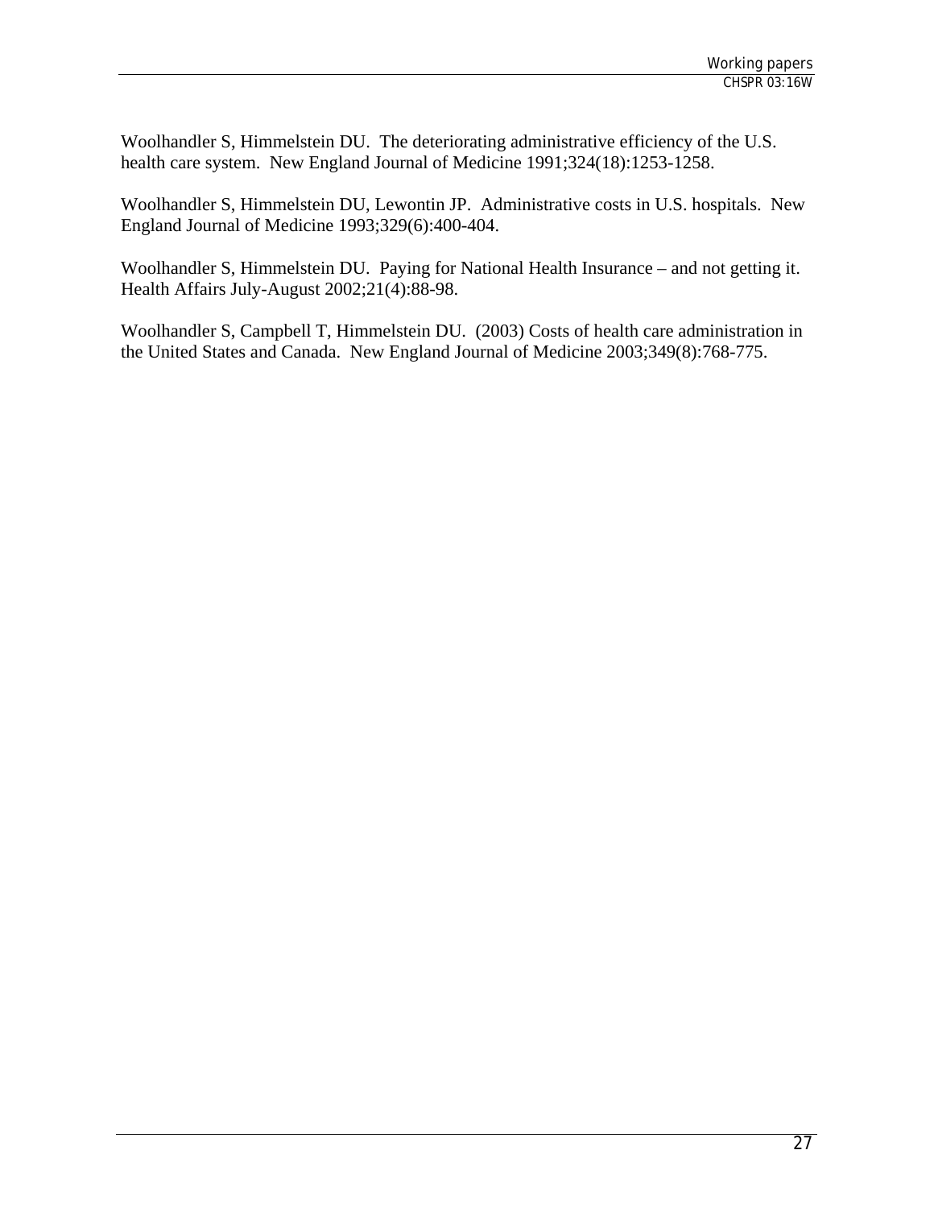Woolhandler S, Himmelstein DU. The deteriorating administrative efficiency of the U.S. health care system. New England Journal of Medicine 1991;324(18):1253-1258.

Woolhandler S, Himmelstein DU, Lewontin JP. Administrative costs in U.S. hospitals. New England Journal of Medicine 1993;329(6):400-404.

Woolhandler S, Himmelstein DU. Paying for National Health Insurance – and not getting it. Health Affairs July-August 2002;21(4):88-98.

Woolhandler S, Campbell T, Himmelstein DU. (2003) Costs of health care administration in the United States and Canada. New England Journal of Medicine 2003;349(8):768-775.